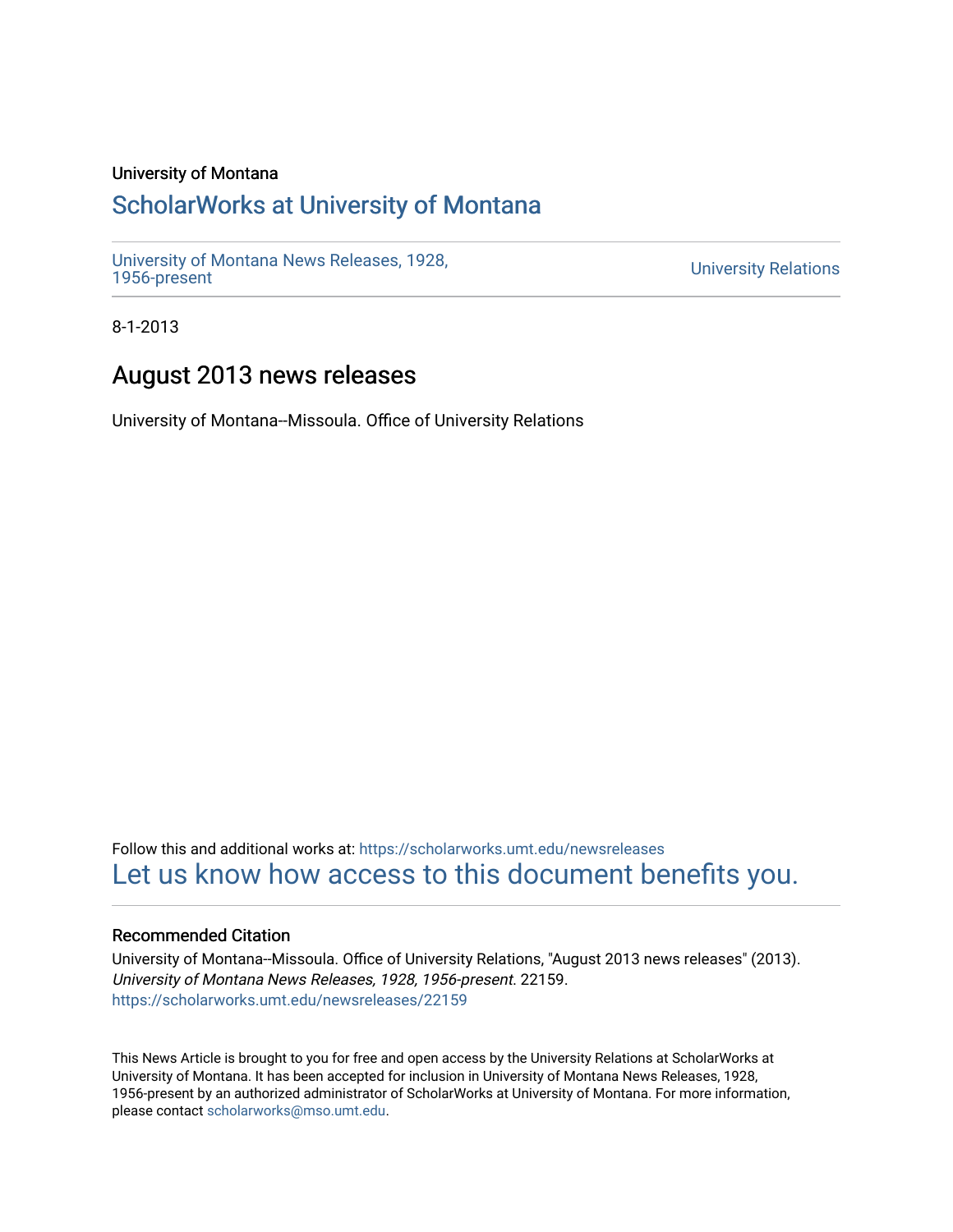University of Montana

## ScholarWorks at University of Montana

University of Montana News Releases, 1928, 1956-present

University Relations

8-1-2013

# August 2013 news releases

University of Montana--Missoula. Office of University Relations

Follow this and additional works at: https://scholarworks.umt.edu/newsreleases

Let us know how access to this document benefits you.

### Recommended Citation

University of Montana--Missoula. Office of University Relations, "August 2013 news releases" (2013). *University of Montana News Releases, 1928, 1956-present*. 22159.
https://scholarworks.umt.edu/newsreleases/22159

This News Article is brought to you for free and open access by the University Relations at ScholarWorks at University of Montana. It has been accepted for inclusion in University of Montana News Releases, 1928, 1956-present by an authorized administrator of ScholarWorks at University of Montana. For more information, please contact scholarworks@mso.umt.edu.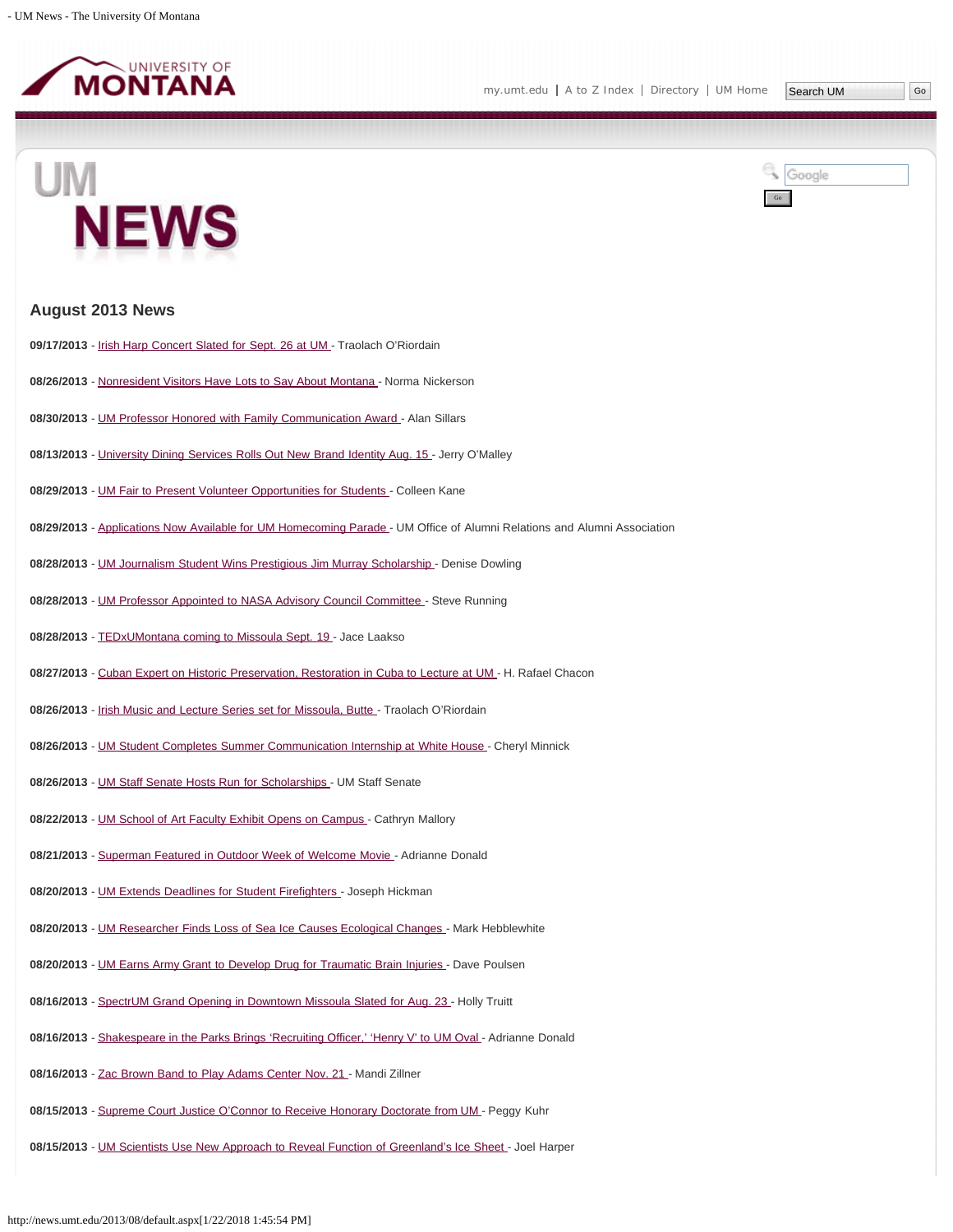# August 2013 News

**09/17/2013** - Irish Harp Concert Slated for Sept. 26 at UM - Traolach O'Riordain

**08/26/2013** - Nonresident Visitors Have Lots to Say About Montana - Norma Nickerson

**08/30/2013** - UM Professor Honored with Family Communication Award - Alan Sillars

**08/13/2013** - University Dining Services Rolls Out New Brand Identity Aug. 15 - Jerry O'Malley

**08/29/2013** - UM Fair to Present Volunteer Opportunities for Students - Colleen Kane

**08/29/2013** - Applications Now Available for UM Homecoming Parade - UM Office of Alumni Relations and Alumni Association

**08/28/2013** - UM Journalism Student Wins Prestigious Jim Murray Scholarship - Denise Dowling

**08/28/2013** - UM Professor Appointed to NASA Advisory Council Committee - Steve Running

**08/28/2013** - TEDxUMontana coming to Missoula Sept. 19 - Jace Laakso

**08/27/2013** - Cuban Expert on Historic Preservation, Restoration in Cuba to Lecture at UM - H. Rafael Chacon

**08/26/2013** - Irish Music and Lecture Series set for Missoula, Butte - Traolach O'Riordain

**08/26/2013** - UM Student Completes Summer Communication Internship at White House - Cheryl Minnick

**08/26/2013** - UM Staff Senate Hosts Run for Scholarships - UM Staff Senate

**08/22/2013** - UM School of Art Faculty Exhibit Opens on Campus - Cathryn Mallory

**08/21/2013** - Superman Featured in Outdoor Week of Welcome Movie - Adrianne Donald

**08/20/2013** - UM Extends Deadlines for Student Firefighters - Joseph Hickman

**08/20/2013** - UM Researcher Finds Loss of Sea Ice Causes Ecological Changes - Mark Hebblewhite

**08/20/2013** - UM Earns Army Grant to Develop Drug for Traumatic Brain Injuries - Dave Poulsen

**08/16/2013** - SpectrUM Grand Opening in Downtown Missoula Slated for Aug. 23 - Holly Truitt

**08/16/2013** - Shakespeare in the Parks Brings 'Recruiting Officer,' 'Henry V' to UM Oval - Adrianne Donald

**08/16/2013** - Zac Brown Band to Play Adams Center Nov. 21 - Mandi Zillner

**08/15/2013** - Supreme Court Justice O'Connor to Receive Honorary Doctorate from UM - Peggy Kuhr

**08/15/2013** - UM Scientists Use New Approach to Reveal Function of Greenland's Ice Sheet - Joel Harper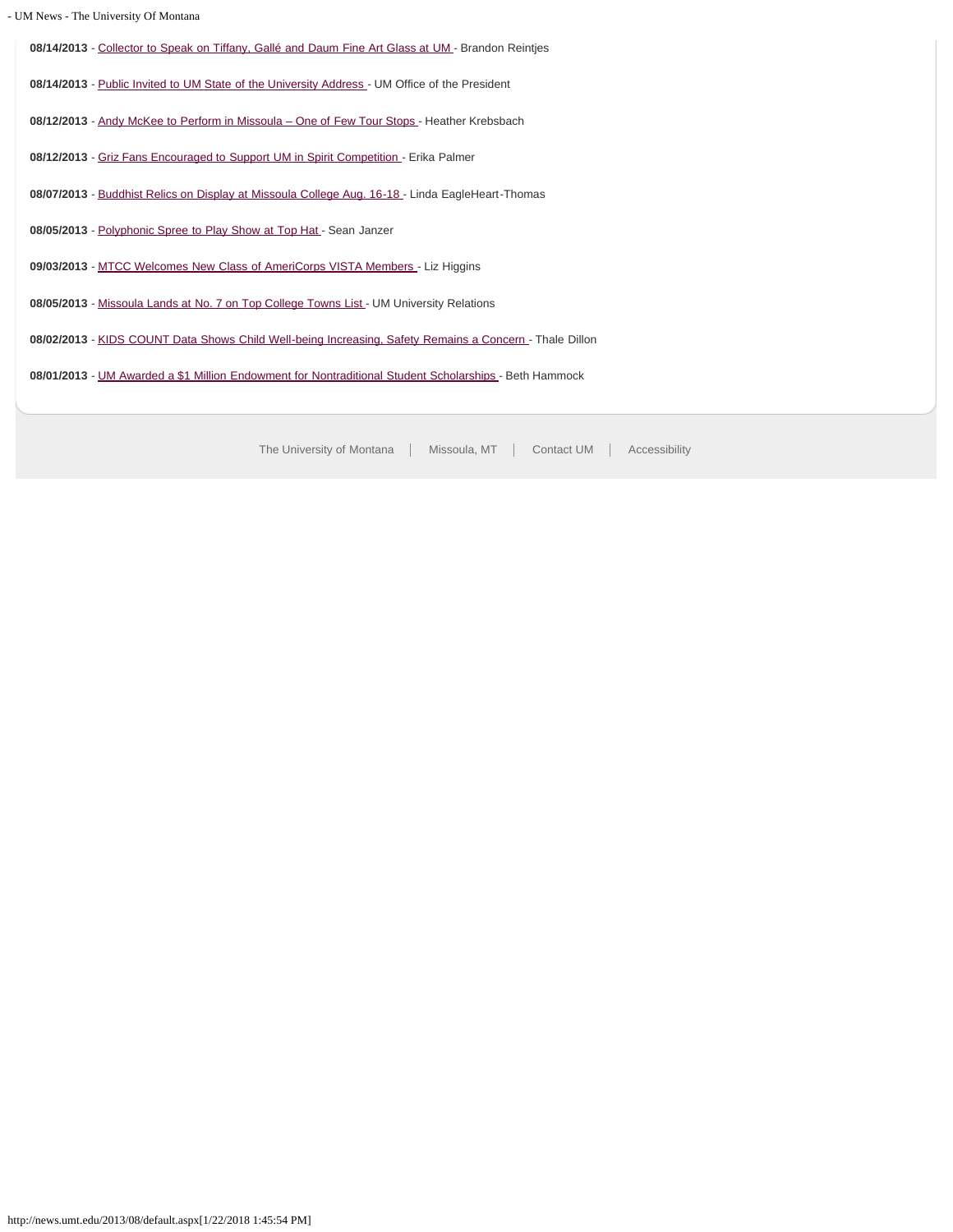**08/14/2013** - Collector to Speak on Tiffany, Gallé and Daum Fine Art Glass at UM - Brandon Reintjes

**08/14/2013** - Public Invited to UM State of the University Address - UM Office of the President

**08/12/2013** - Andy McKee to Perform in Missoula – One of Few Tour Stops - Heather Krebsbach

**08/12/2013** - Griz Fans Encouraged to Support UM in Spirit Competition - Erika Palmer

**08/07/2013** - Buddhist Relics on Display at Missoula College Aug. 16-18 - Linda EagleHeart-Thomas

**08/05/2013** - Polyphonic Spree to Play Show at Top Hat - Sean Janzer

**09/03/2013** - MTCC Welcomes New Class of AmeriCorps VISTA Members - Liz Higgins

**08/05/2013** - Missoula Lands at No. 7 on Top College Towns List - UM University Relations

**08/02/2013** - KIDS COUNT Data Shows Child Well-being Increasing, Safety Remains a Concern - Thale Dillon

**08/01/2013** - UM Awarded a $1 Million Endowment for Nontraditional Student Scholarships - Beth Hammock

The University of Montana | Missoula, MT | Contact UM | Accessibility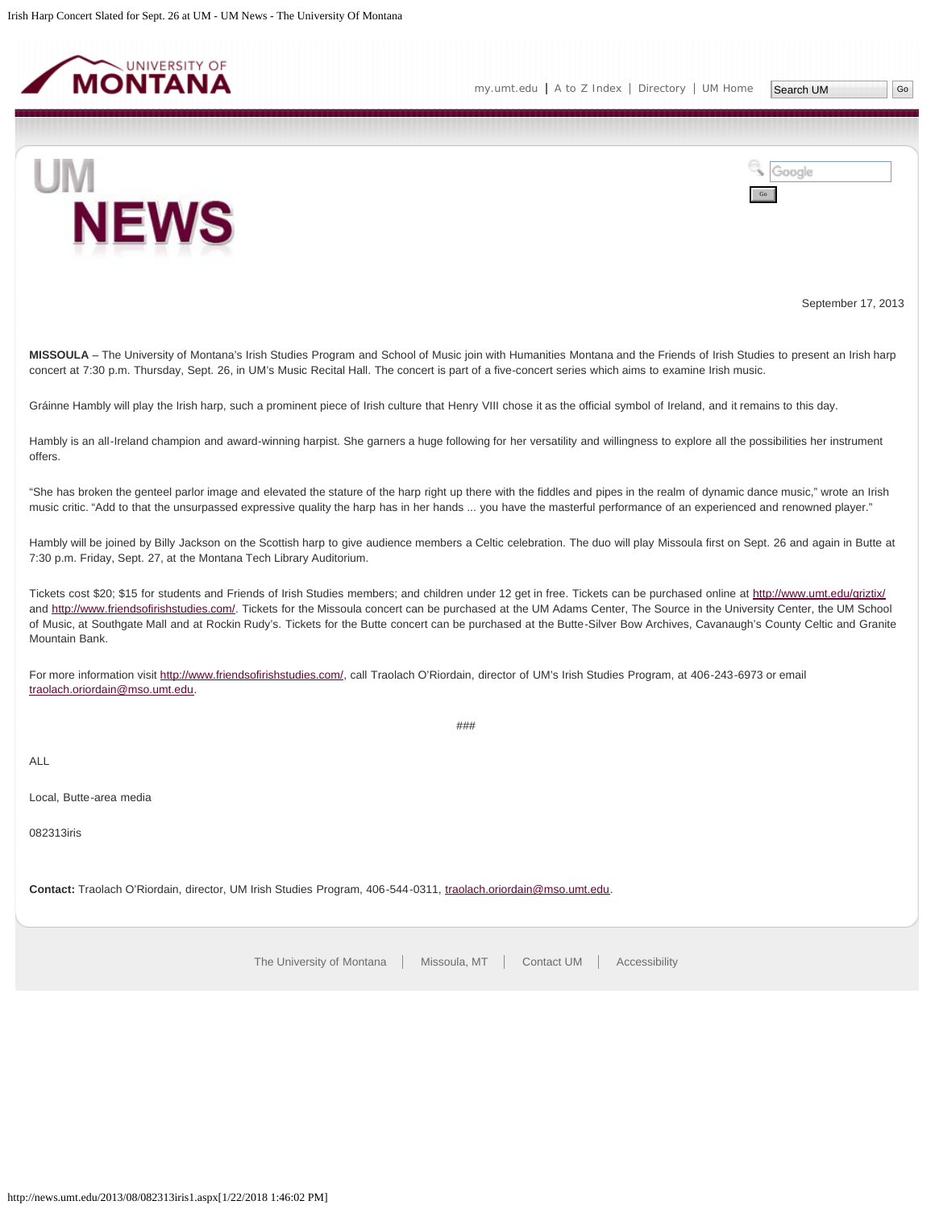September 17, 2013

**MISSOULA** – The University of Montana's Irish Studies Program and School of Music join with Humanities Montana and the Friends of Irish Studies to present an Irish harp concert at 7:30 p.m. Thursday, Sept. 26, in UM's Music Recital Hall. The concert is part of a five-concert series which aims to examine Irish music.

Gráinne Hambly will play the Irish harp, such a prominent piece of Irish culture that Henry VIII chose it as the official symbol of Ireland, and it remains to this day.

Hambly is an all-Ireland champion and award-winning harpist. She garners a huge following for her versatility and willingness to explore all the possibilities her instrument offers.

"She has broken the genteel parlor image and elevated the stature of the harp right up there with the fiddles and pipes in the realm of dynamic dance music," wrote an Irish music critic. "Add to that the unsurpassed expressive quality the harp has in her hands ... you have the masterful performance of an experienced and renowned player."

Hambly will be joined by Billy Jackson on the Scottish harp to give audience members a Celtic celebration. The duo will play Missoula first on Sept. 26 and again in Butte at 7:30 p.m. Friday, Sept. 27, at the Montana Tech Library Auditorium.

Tickets cost $20; $15 for students and Friends of Irish Studies members; and children under 12 get in free. Tickets can be purchased online at http://www.umt.edu/griztix/ and http://www.friendsofirishstudies.com/. Tickets for the Missoula concert can be purchased at the UM Adams Center, The Source in the University Center, the UM School of Music, at Southgate Mall and at Rockin Rudy's. Tickets for the Butte concert can be purchased at the Butte-Silver Bow Archives, Cavanaugh's County Celtic and Granite Mountain Bank.

For more information visit http://www.friendsofirishstudies.com/, call Traolach O'Riordain, director of UM's Irish Studies Program, at 406-243-6973 or email traolach.oriordain@mso.umt.edu.

###

ALL

Local, Butte-area media

082313iris

**Contact:** Traolach O'Riordain, director, UM Irish Studies Program, 406-544-0311, traolach.oriordain@mso.umt.edu.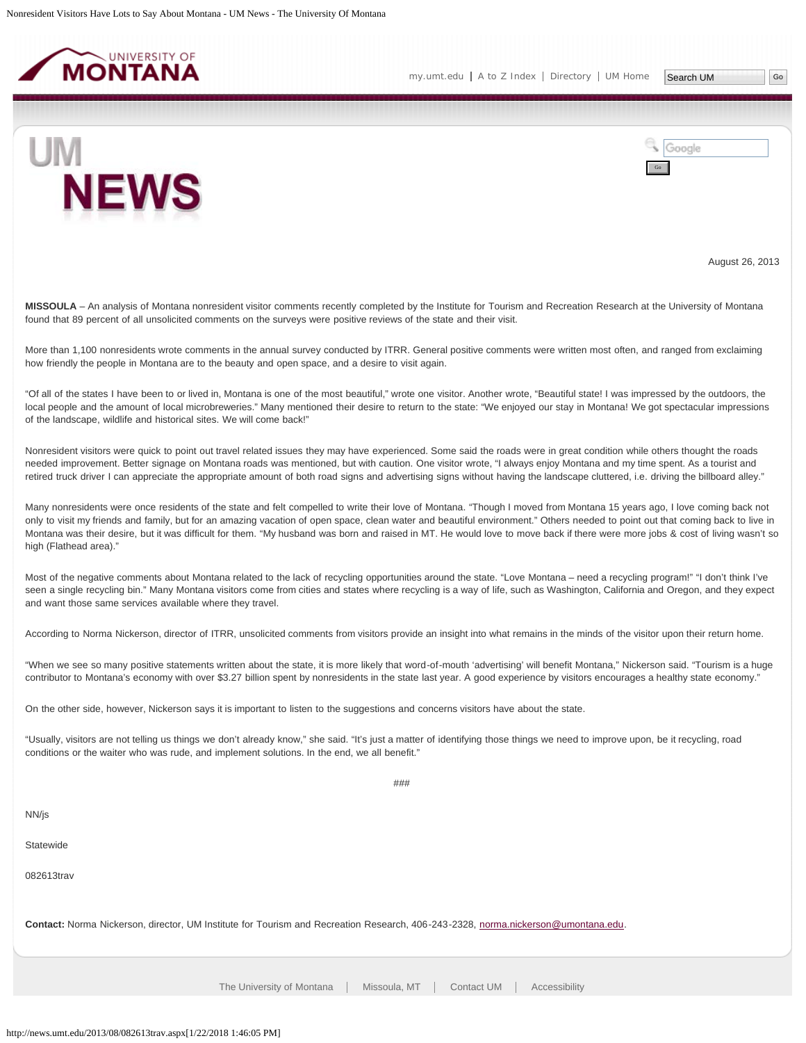August 26, 2013

**MISSOULA** – An analysis of Montana nonresident visitor comments recently completed by the Institute for Tourism and Recreation Research at the University of Montana found that 89 percent of all unsolicited comments on the surveys were positive reviews of the state and their visit.

More than 1,100 nonresidents wrote comments in the annual survey conducted by ITRR. General positive comments were written most often, and ranged from exclaiming how friendly the people in Montana are to the beauty and open space, and a desire to visit again.

"Of all of the states I have been to or lived in, Montana is one of the most beautiful," wrote one visitor. Another wrote, "Beautiful state! I was impressed by the outdoors, the local people and the amount of local microbreweries." Many mentioned their desire to return to the state: "We enjoyed our stay in Montana! We got spectacular impressions of the landscape, wildlife and historical sites. We will come back!"

Nonresident visitors were quick to point out travel related issues they may have experienced. Some said the roads were in great condition while others thought the roads needed improvement. Better signage on Montana roads was mentioned, but with caution. One visitor wrote, "I always enjoy Montana and my time spent. As a tourist and retired truck driver I can appreciate the appropriate amount of both road signs and advertising signs without having the landscape cluttered, i.e. driving the billboard alley."

Many nonresidents were once residents of the state and felt compelled to write their love of Montana. "Though I moved from Montana 15 years ago, I love coming back not only to visit my friends and family, but for an amazing vacation of open space, clean water and beautiful environment." Others needed to point out that coming back to live in Montana was their desire, but it was difficult for them. "My husband was born and raised in MT. He would love to move back if there were more jobs & cost of living wasn't so high (Flathead area)."

Most of the negative comments about Montana related to the lack of recycling opportunities around the state. "Love Montana – need a recycling program!" "I don't think I've seen a single recycling bin." Many Montana visitors come from cities and states where recycling is a way of life, such as Washington, California and Oregon, and they expect and want those same services available where they travel.

According to Norma Nickerson, director of ITRR, unsolicited comments from visitors provide an insight into what remains in the minds of the visitor upon their return home.

"When we see so many positive statements written about the state, it is more likely that word-of-mouth 'advertising' will benefit Montana," Nickerson said. "Tourism is a huge contributor to Montana's economy with over $3.27 billion spent by nonresidents in the state last year. A good experience by visitors encourages a healthy state economy."

On the other side, however, Nickerson says it is important to listen to the suggestions and concerns visitors have about the state.

"Usually, visitors are not telling us things we don't already know," she said. "It's just a matter of identifying those things we need to improve upon, be it recycling, road conditions or the waiter who was rude, and implement solutions. In the end, we all benefit."

###

NN/js

Statewide

082613trav

**Contact:** Norma Nickerson, director, UM Institute for Tourism and Recreation Research, 406-243-2328, norma.nickerson@umontana.edu.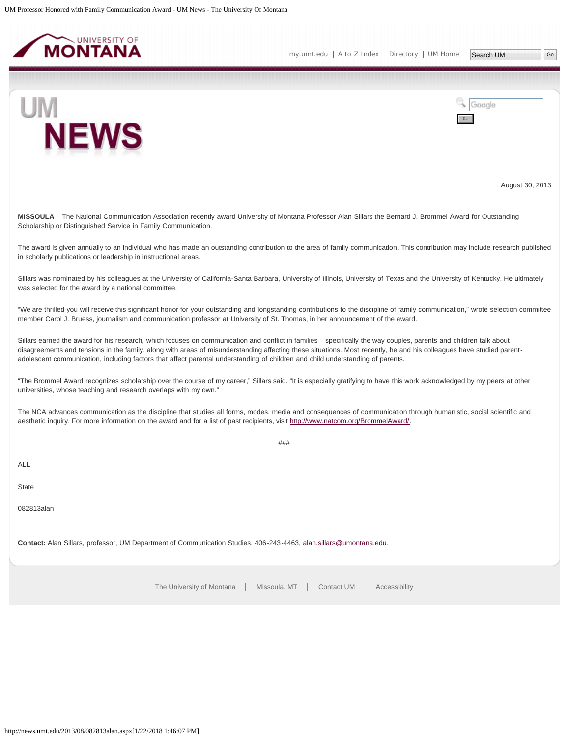August 30, 2013

**MISSOULA** – The National Communication Association recently award University of Montana Professor Alan Sillars the Bernard J. Brommel Award for Outstanding Scholarship or Distinguished Service in Family Communication.

The award is given annually to an individual who has made an outstanding contribution to the area of family communication. This contribution may include research published in scholarly publications or leadership in instructional areas.

Sillars was nominated by his colleagues at the University of California-Santa Barbara, University of Illinois, University of Texas and the University of Kentucky. He ultimately was selected for the award by a national committee.

"We are thrilled you will receive this significant honor for your outstanding and longstanding contributions to the discipline of family communication," wrote selection committee member Carol J. Bruess, journalism and communication professor at University of St. Thomas, in her announcement of the award.

Sillars earned the award for his research, which focuses on communication and conflict in families – specifically the way couples, parents and children talk about disagreements and tensions in the family, along with areas of misunderstanding affecting these situations. Most recently, he and his colleagues have studied parent-adolescent communication, including factors that affect parental understanding of children and child understanding of parents.

"The Brommel Award recognizes scholarship over the course of my career," Sillars said. "It is especially gratifying to have this work acknowledged by my peers at other universities, whose teaching and research overlaps with my own."

The NCA advances communication as the discipline that studies all forms, modes, media and consequences of communication through humanistic, social scientific and aesthetic inquiry. For more information on the award and for a list of past recipients, visit http://www.natcom.org/BrommelAward/.

###

ALL

State

082813alan

**Contact:** Alan Sillars, professor, UM Department of Communication Studies, 406-243-4463, alan.sillars@umontana.edu.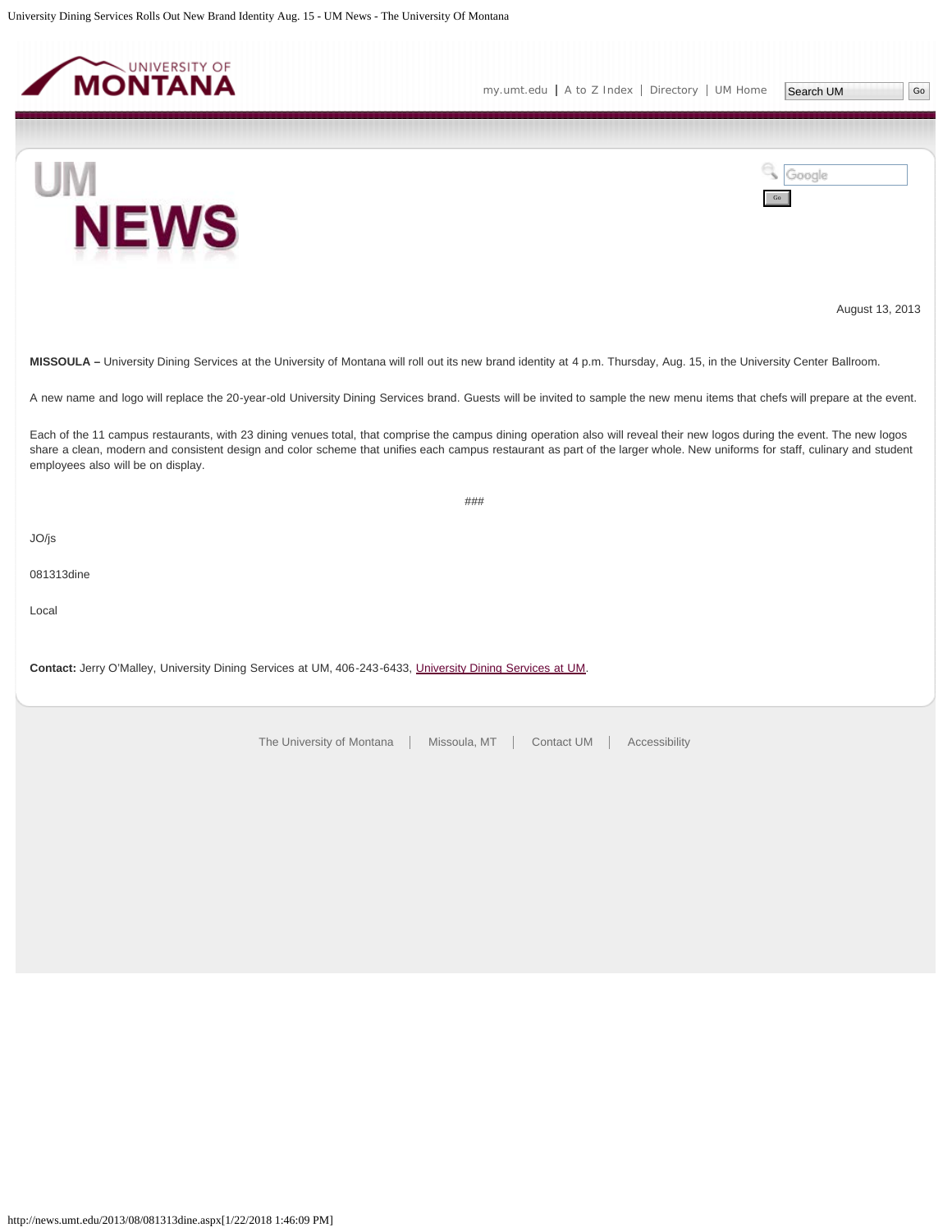August 13, 2013

**MISSOULA –** University Dining Services at the University of Montana will roll out its new brand identity at 4 p.m. Thursday, Aug. 15, in the University Center Ballroom.

A new name and logo will replace the 20-year-old University Dining Services brand. Guests will be invited to sample the new menu items that chefs will prepare at the event.

Each of the 11 campus restaurants, with 23 dining venues total, that comprise the campus dining operation also will reveal their new logos during the event. The new logos share a clean, modern and consistent design and color scheme that unifies each campus restaurant as part of the larger whole. New uniforms for staff, culinary and student employees also will be on display.

###

JO/js

081313dine

Local

**Contact:** Jerry O'Malley, University Dining Services at UM, 406-243-6433, University Dining Services at UM.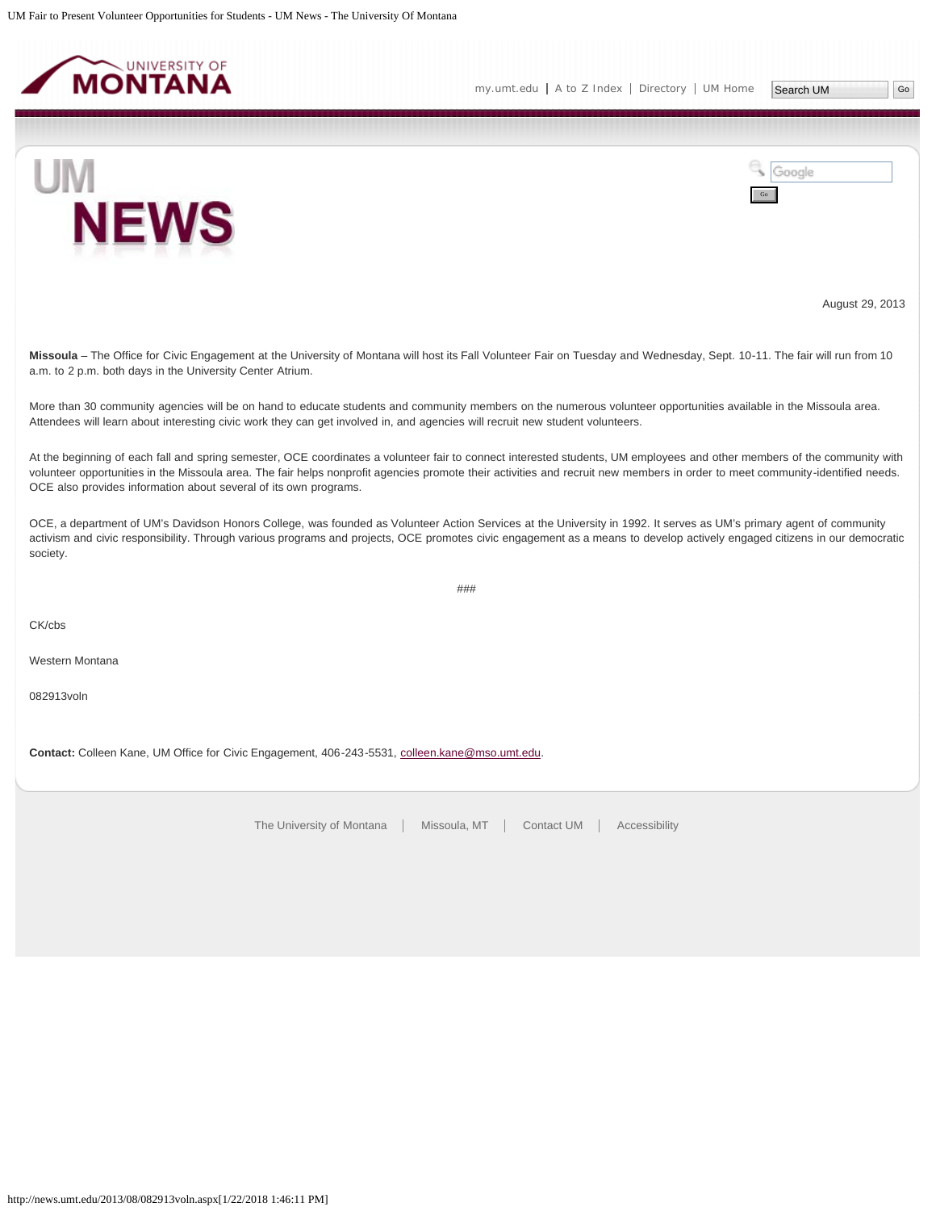August 29, 2013

**Missoula** – The Office for Civic Engagement at the University of Montana will host its Fall Volunteer Fair on Tuesday and Wednesday, Sept. 10-11. The fair will run from 10 a.m. to 2 p.m. both days in the University Center Atrium.

More than 30 community agencies will be on hand to educate students and community members on the numerous volunteer opportunities available in the Missoula area. Attendees will learn about interesting civic work they can get involved in, and agencies will recruit new student volunteers.

At the beginning of each fall and spring semester, OCE coordinates a volunteer fair to connect interested students, UM employees and other members of the community with volunteer opportunities in the Missoula area. The fair helps nonprofit agencies promote their activities and recruit new members in order to meet community-identified needs. OCE also provides information about several of its own programs.

OCE, a department of UM's Davidson Honors College, was founded as Volunteer Action Services at the University in 1992. It serves as UM's primary agent of community activism and civic responsibility. Through various programs and projects, OCE promotes civic engagement as a means to develop actively engaged citizens in our democratic society.

###

CK/cbs

Western Montana

082913voln

**Contact:** Colleen Kane, UM Office for Civic Engagement, 406-243-5531, colleen.kane@mso.umt.edu.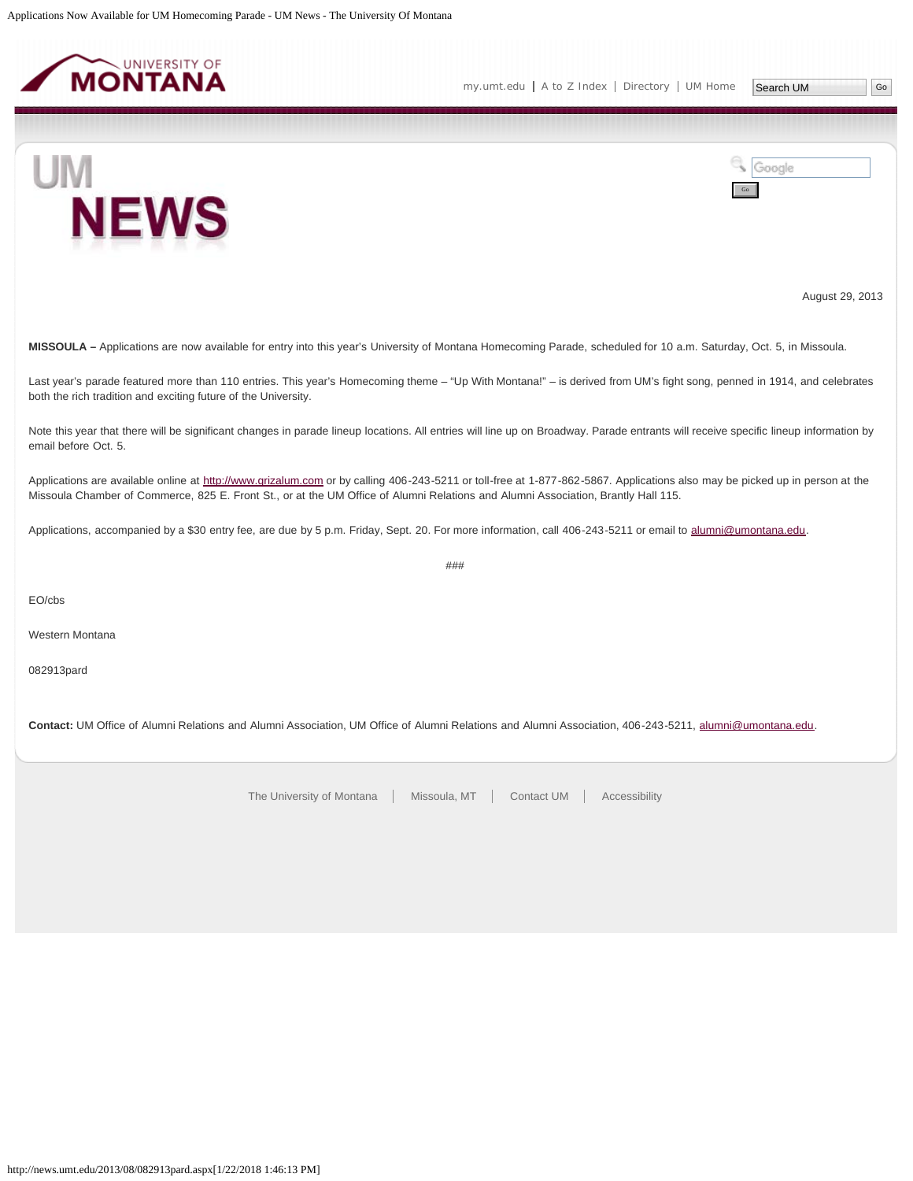August 29, 2013

**MISSOULA –** Applications are now available for entry into this year's University of Montana Homecoming Parade, scheduled for 10 a.m. Saturday, Oct. 5, in Missoula.

Last year's parade featured more than 110 entries. This year's Homecoming theme – "Up With Montana!" – is derived from UM's fight song, penned in 1914, and celebrates both the rich tradition and exciting future of the University.

Note this year that there will be significant changes in parade lineup locations. All entries will line up on Broadway. Parade entrants will receive specific lineup information by email before Oct. 5.

Applications are available online at [http://www.grizalum.com](http://www.grizalum.com) or by calling 406-243-5211 or toll-free at 1-877-862-5867. Applications also may be picked up in person at the Missoula Chamber of Commerce, 825 E. Front St., or at the UM Office of Alumni Relations and Alumni Association, Brantly Hall 115.

Applications, accompanied by a $30 entry fee, are due by 5 p.m. Friday, Sept. 20. For more information, call 406-243-5211 or email to [alumni@umontana.edu](mailto:alumni@umontana.edu).

###

EO/cbs

Western Montana

082913pard

**Contact:** UM Office of Alumni Relations and Alumni Association, UM Office of Alumni Relations and Alumni Association, 406-243-5211, [alumni@umontana.edu](mailto:alumni@umontana.edu).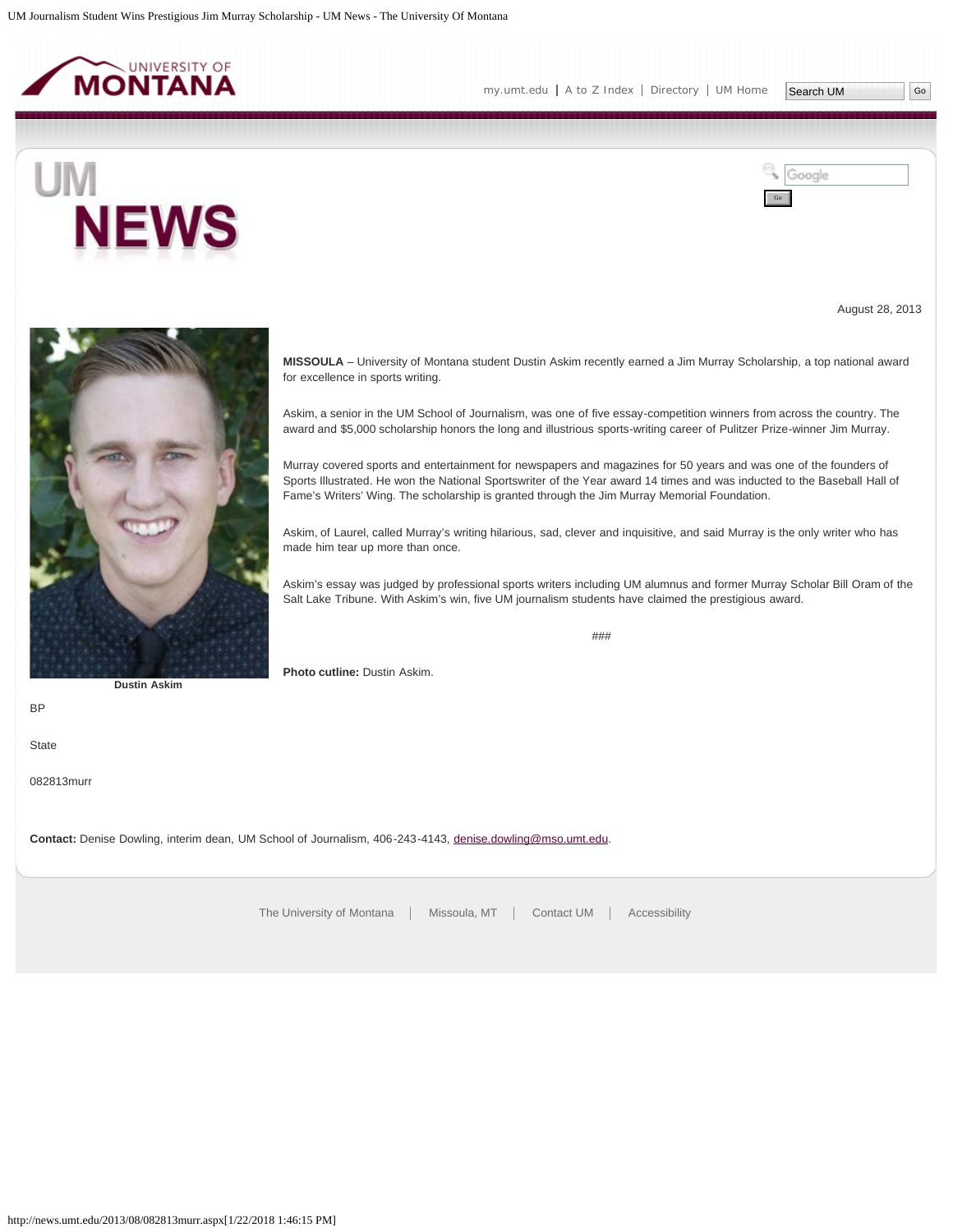August 28, 2013

Dustin Askim

**MISSOULA** – University of Montana student Dustin Askim recently earned a Jim Murray Scholarship, a top national award for excellence in sports writing.

Askim, a senior in the UM School of Journalism, was one of five essay-competition winners from across the country. The award and $5,000 scholarship honors the long and illustrious sports-writing career of Pulitzer Prize-winner Jim Murray.

Murray covered sports and entertainment for newspapers and magazines for 50 years and was one of the founders of Sports Illustrated. He won the National Sportswriter of the Year award 14 times and was inducted to the Baseball Hall of Fame's Writers' Wing. The scholarship is granted through the Jim Murray Memorial Foundation.

Askim, of Laurel, called Murray's writing hilarious, sad, clever and inquisitive, and said Murray is the only writer who has made him tear up more than once.

Askim's essay was judged by professional sports writers including UM alumnus and former Murray Scholar Bill Oram of the Salt Lake Tribune. With Askim's win, five UM journalism students have claimed the prestigious award.

###

**Photo cutline:** Dustin Askim.

BP

State

082813murr

**Contact:** Denise Dowling, interim dean, UM School of Journalism, 406-243-4143, denise.dowling@mso.umt.edu.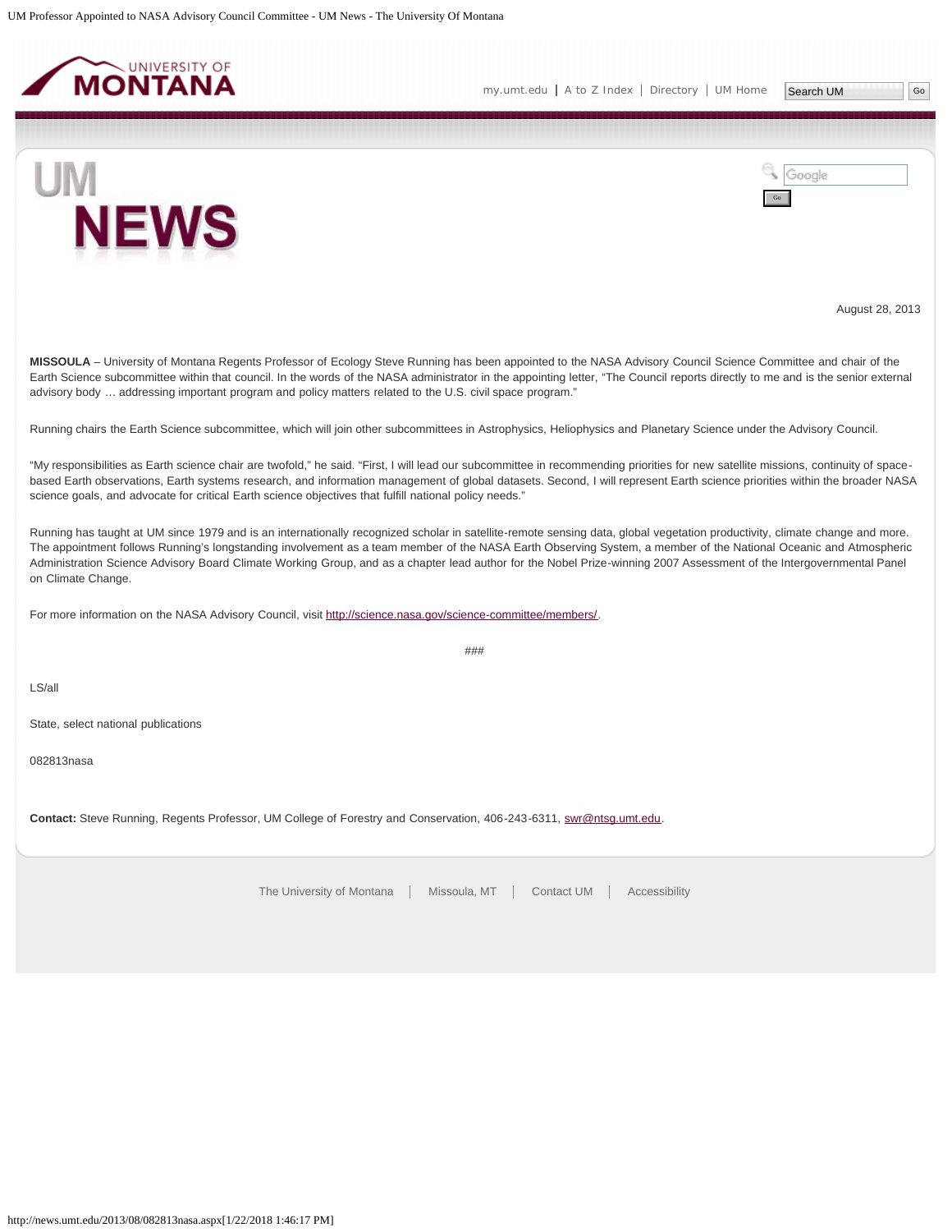August 28, 2013

**MISSOULA** – University of Montana Regents Professor of Ecology Steve Running has been appointed to the NASA Advisory Council Science Committee and chair of the Earth Science subcommittee within that council. In the words of the NASA administrator in the appointing letter, "The Council reports directly to me and is the senior external advisory body … addressing important program and policy matters related to the U.S. civil space program."

Running chairs the Earth Science subcommittee, which will join other subcommittees in Astrophysics, Heliophysics and Planetary Science under the Advisory Council.

"My responsibilities as Earth science chair are twofold," he said. "First, I will lead our subcommittee in recommending priorities for new satellite missions, continuity of space-based Earth observations, Earth systems research, and information management of global datasets. Second, I will represent Earth science priorities within the broader NASA science goals, and advocate for critical Earth science objectives that fulfill national policy needs."

Running has taught at UM since 1979 and is an internationally recognized scholar in satellite-remote sensing data, global vegetation productivity, climate change and more. The appointment follows Running's longstanding involvement as a team member of the NASA Earth Observing System, a member of the National Oceanic and Atmospheric Administration Science Advisory Board Climate Working Group, and as a chapter lead author for the Nobel Prize-winning 2007 Assessment of the Intergovernmental Panel on Climate Change.

For more information on the NASA Advisory Council, visit http://science.nasa.gov/science-committee/members/.

###

LS/all

State, select national publications

082813nasa

**Contact:** Steve Running, Regents Professor, UM College of Forestry and Conservation, 406-243-6311, swr@ntsg.umt.edu.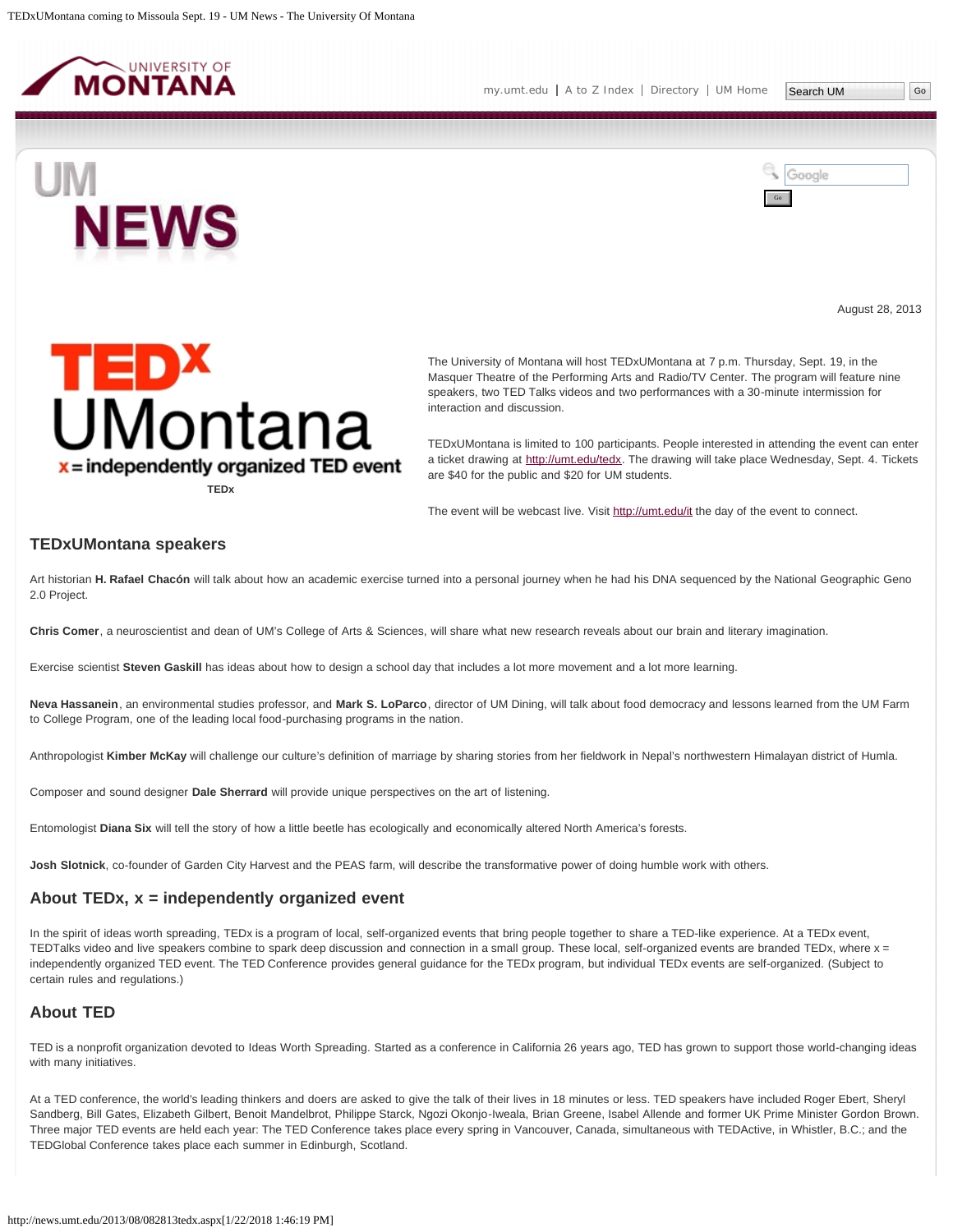August 28, 2013

TEDx

The University of Montana will host TEDxUMontana at 7 p.m. Thursday, Sept. 19, in the Masquer Theatre of the Performing Arts and Radio/TV Center. The program will feature nine speakers, two TED Talks videos and two performances with a 30-minute intermission for interaction and discussion.

TEDxUMontana is limited to 100 participants. People interested in attending the event can enter a ticket drawing at http://umt.edu/tedx. The drawing will take place Wednesday, Sept. 4. Tickets are $40 for the public and $20 for UM students.

The event will be webcast live. Visit http://umt.edu/it the day of the event to connect.

## TEDxUMontana speakers

Art historian **H. Rafael Chacón** will talk about how an academic exercise turned into a personal journey when he had his DNA sequenced by the National Geographic Geno 2.0 Project.

**Chris Comer**, a neuroscientist and dean of UM's College of Arts & Sciences, will share what new research reveals about our brain and literary imagination.

Exercise scientist **Steven Gaskill** has ideas about how to design a school day that includes a lot more movement and a lot more learning.

**Neva Hassanein**, an environmental studies professor, and **Mark S. LoParco**, director of UM Dining, will talk about food democracy and lessons learned from the UM Farm to College Program, one of the leading local food-purchasing programs in the nation.

Anthropologist **Kimber McKay** will challenge our culture's definition of marriage by sharing stories from her fieldwork in Nepal's northwestern Himalayan district of Humla.

Composer and sound designer **Dale Sherrard** will provide unique perspectives on the art of listening.

Entomologist **Diana Six** will tell the story of how a little beetle has ecologically and economically altered North America's forests.

**Josh Slotnick**, co-founder of Garden City Harvest and the PEAS farm, will describe the transformative power of doing humble work with others.

## About TEDx, x = independently organized event

In the spirit of ideas worth spreading, TEDx is a program of local, self-organized events that bring people together to share a TED-like experience. At a TEDx event, TEDTalks video and live speakers combine to spark deep discussion and connection in a small group. These local, self-organized events are branded TEDx, where x = independently organized TED event. The TED Conference provides general guidance for the TEDx program, but individual TEDx events are self-organized. (Subject to certain rules and regulations.)

## About TED

TED is a nonprofit organization devoted to Ideas Worth Spreading. Started as a conference in California 26 years ago, TED has grown to support those world-changing ideas with many initiatives.

At a TED conference, the world's leading thinkers and doers are asked to give the talk of their lives in 18 minutes or less. TED speakers have included Roger Ebert, Sheryl Sandberg, Bill Gates, Elizabeth Gilbert, Benoit Mandelbrot, Philippe Starck, Ngozi Okonjo-Iweala, Brian Greene, Isabel Allende and former UK Prime Minister Gordon Brown. Three major TED events are held each year: The TED Conference takes place every spring in Vancouver, Canada, simultaneous with TEDActive, in Whistler, B.C.; and the TEDGlobal Conference takes place each summer in Edinburgh, Scotland.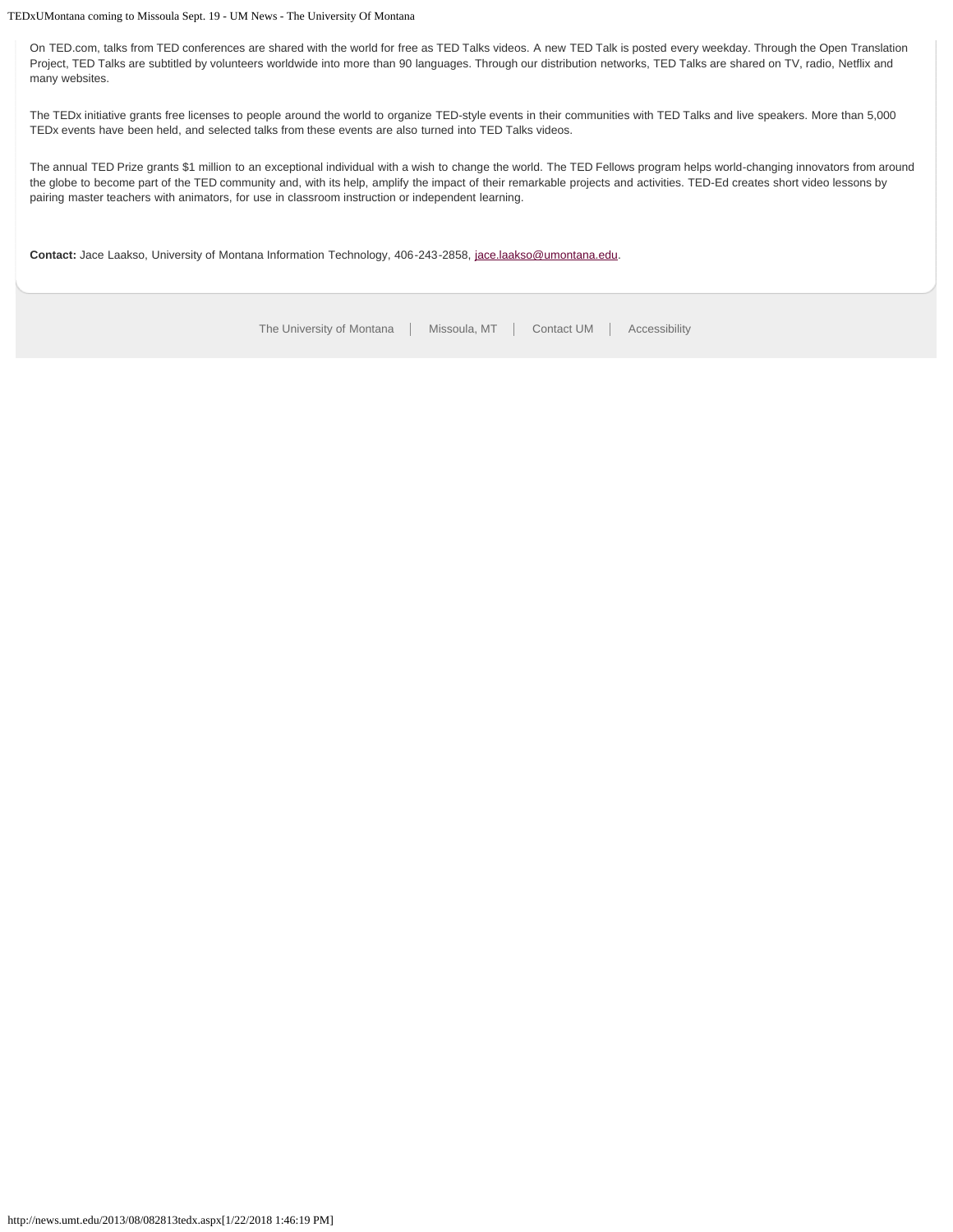On TED.com, talks from TED conferences are shared with the world for free as TED Talks videos. A new TED Talk is posted every weekday. Through the Open Translation Project, TED Talks are subtitled by volunteers worldwide into more than 90 languages. Through our distribution networks, TED Talks are shared on TV, radio, Netflix and many websites.

The TEDx initiative grants free licenses to people around the world to organize TED-style events in their communities with TED Talks and live speakers. More than 5,000 TEDx events have been held, and selected talks from these events are also turned into TED Talks videos.

The annual TED Prize grants $1 million to an exceptional individual with a wish to change the world. The TED Fellows program helps world-changing innovators from around the globe to become part of the TED community and, with its help, amplify the impact of their remarkable projects and activities. TED-Ed creates short video lessons by pairing master teachers with animators, for use in classroom instruction or independent learning.

**Contact:** Jace Laakso, University of Montana Information Technology, 406-243-2858, jace.laakso@umontana.edu.

The University of Montana | Missoula, MT | Contact UM | Accessibility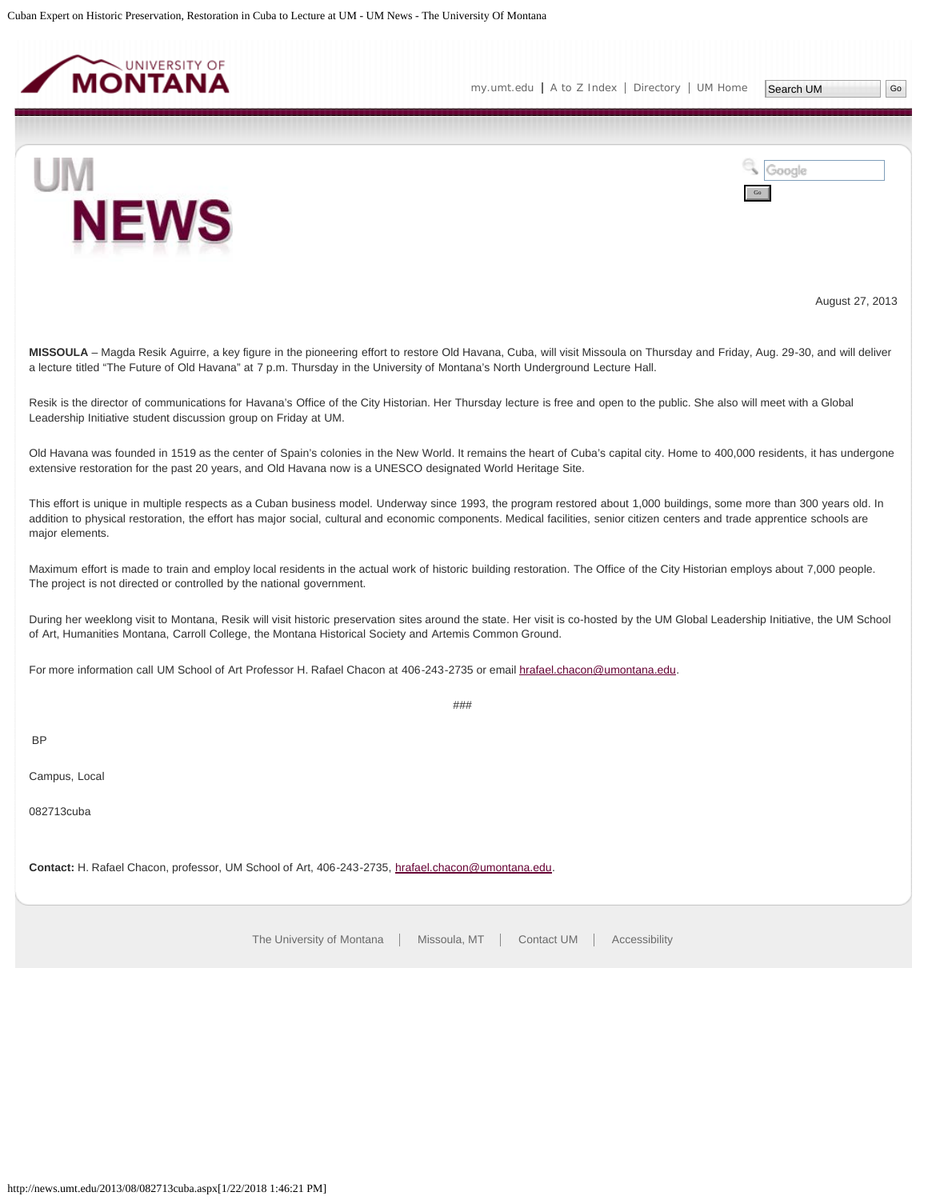August 27, 2013

**MISSOULA** – Magda Resik Aguirre, a key figure in the pioneering effort to restore Old Havana, Cuba, will visit Missoula on Thursday and Friday, Aug. 29-30, and will deliver a lecture titled "The Future of Old Havana" at 7 p.m. Thursday in the University of Montana's North Underground Lecture Hall.

Resik is the director of communications for Havana's Office of the City Historian. Her Thursday lecture is free and open to the public. She also will meet with a Global Leadership Initiative student discussion group on Friday at UM.

Old Havana was founded in 1519 as the center of Spain's colonies in the New World. It remains the heart of Cuba's capital city. Home to 400,000 residents, it has undergone extensive restoration for the past 20 years, and Old Havana now is a UNESCO designated World Heritage Site.

This effort is unique in multiple respects as a Cuban business model. Underway since 1993, the program restored about 1,000 buildings, some more than 300 years old. In addition to physical restoration, the effort has major social, cultural and economic components. Medical facilities, senior citizen centers and trade apprentice schools are major elements.

Maximum effort is made to train and employ local residents in the actual work of historic building restoration. The Office of the City Historian employs about 7,000 people. The project is not directed or controlled by the national government.

During her weeklong visit to Montana, Resik will visit historic preservation sites around the state. Her visit is co-hosted by the UM Global Leadership Initiative, the UM School of Art, Humanities Montana, Carroll College, the Montana Historical Society and Artemis Common Ground.

For more information call UM School of Art Professor H. Rafael Chacon at 406-243-2735 or email hrafael.chacon@umontana.edu.

###

BP

Campus, Local

082713cuba

**Contact:** H. Rafael Chacon, professor, UM School of Art, 406-243-2735, hrafael.chacon@umontana.edu.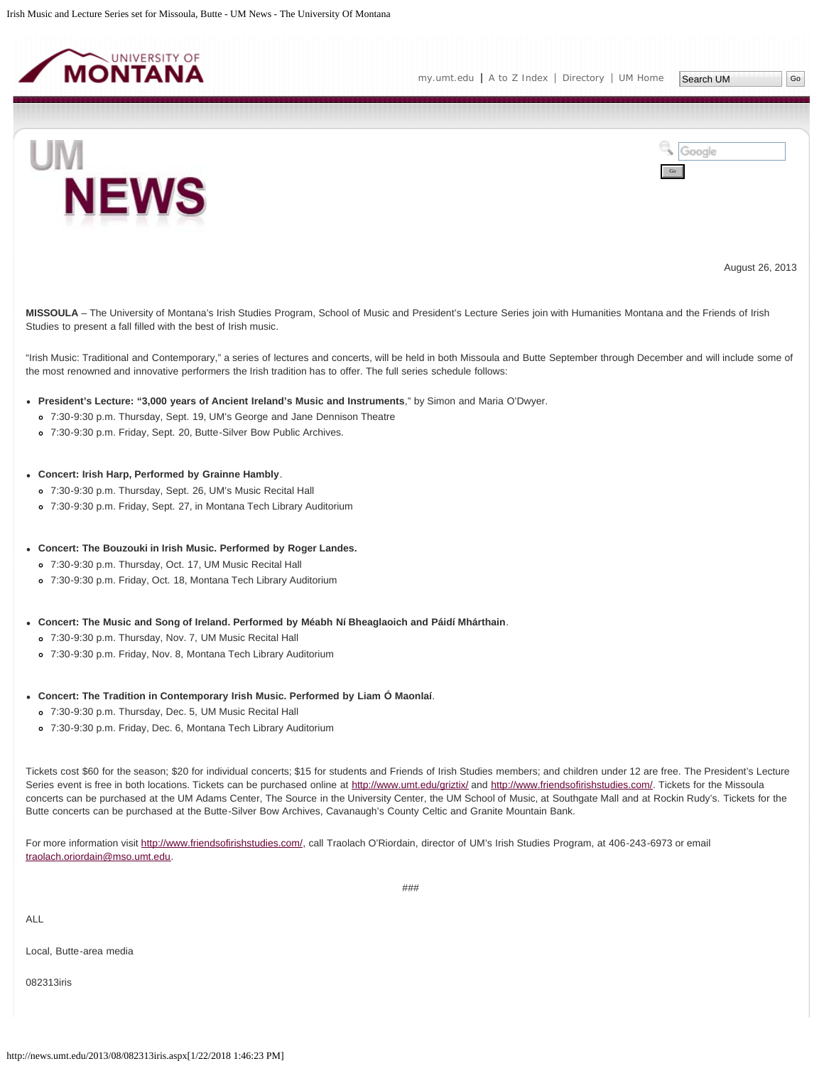August 26, 2013

**MISSOULA** – The University of Montana's Irish Studies Program, School of Music and President's Lecture Series join with Humanities Montana and the Friends of Irish Studies to present a fall filled with the best of Irish music.

"Irish Music: Traditional and Contemporary," a series of lectures and concerts, will be held in both Missoula and Butte September through December and will include some of the most renowned and innovative performers the Irish tradition has to offer. The full series schedule follows:

- **President's Lecture: "3,000 years of Ancient Ireland's Music and Instruments**," by Simon and Maria O'Dwyer.
  - 7:30-9:30 p.m. Thursday, Sept. 19, UM's George and Jane Dennison Theatre
  - 7:30-9:30 p.m. Friday, Sept. 20, Butte-Silver Bow Public Archives.
- **Concert: Irish Harp, Performed by Grainne Hambly**.
  - 7:30-9:30 p.m. Thursday, Sept. 26, UM's Music Recital Hall
  - 7:30-9:30 p.m. Friday, Sept. 27, in Montana Tech Library Auditorium
- **Concert: The Bouzouki in Irish Music. Performed by Roger Landes.**
  - 7:30-9:30 p.m. Thursday, Oct. 17, UM Music Recital Hall
  - 7:30-9:30 p.m. Friday, Oct. 18, Montana Tech Library Auditorium
- **Concert: The Music and Song of Ireland. Performed by Méabh Ní Bheaglaoich and Páidí Mhárthain**.
  - 7:30-9:30 p.m. Thursday, Nov. 7, UM Music Recital Hall
  - 7:30-9:30 p.m. Friday, Nov. 8, Montana Tech Library Auditorium
- **Concert: The Tradition in Contemporary Irish Music. Performed by Liam Ó Maonlaí**.
  - 7:30-9:30 p.m. Thursday, Dec. 5, UM Music Recital Hall
  - 7:30-9:30 p.m. Friday, Dec. 6, Montana Tech Library Auditorium

Tickets cost $60 for the season; $20 for individual concerts; $15 for students and Friends of Irish Studies members; and children under 12 are free. The President's Lecture Series event is free in both locations. Tickets can be purchased online at http://www.umt.edu/griztix/ and http://www.friendsofirishstudies.com/. Tickets for the Missoula concerts can be purchased at the UM Adams Center, The Source in the University Center, the UM School of Music, at Southgate Mall and at Rockin Rudy's. Tickets for the Butte concerts can be purchased at the Butte-Silver Bow Archives, Cavanaugh's County Celtic and Granite Mountain Bank.

For more information visit http://www.friendsofirishstudies.com/, call Traolach O'Riordain, director of UM's Irish Studies Program, at 406-243-6973 or email traolach.oriordain@mso.umt.edu.

###

ALL

Local, Butte-area media

082313iris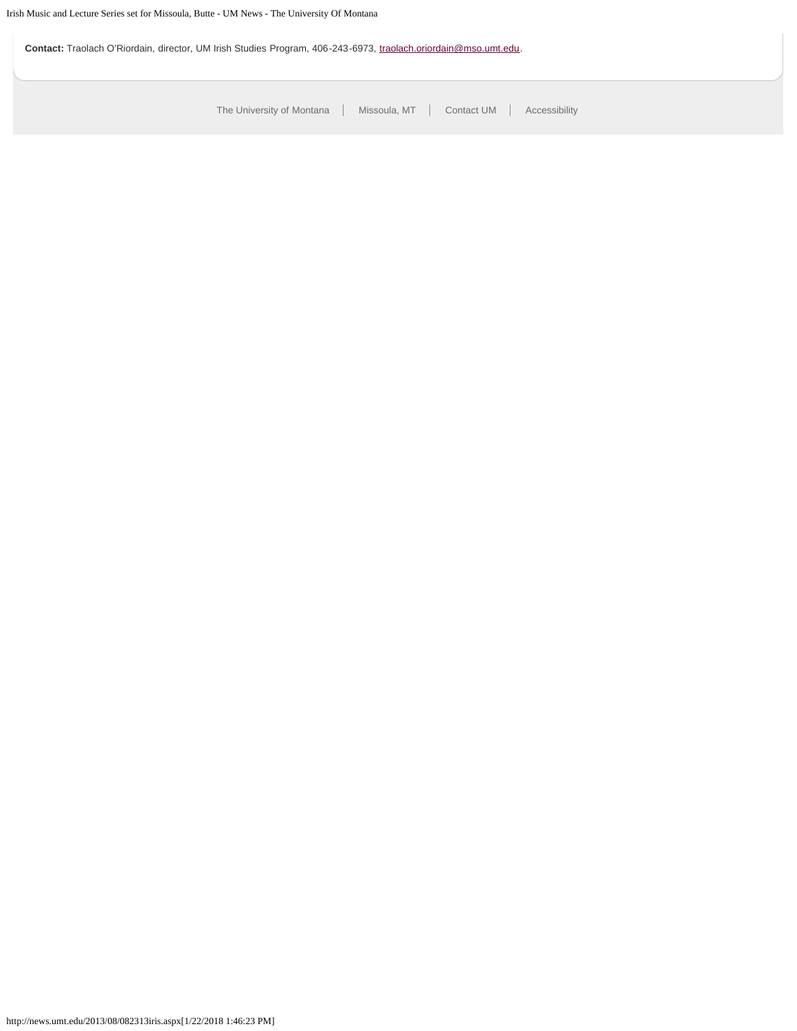**Contact:** Traolach O'Riordain, director, UM Irish Studies Program, 406-243-6973, traolach.oriordain@mso.umt.edu.

The University of Montana | Missoula, MT | Contact UM | Accessibility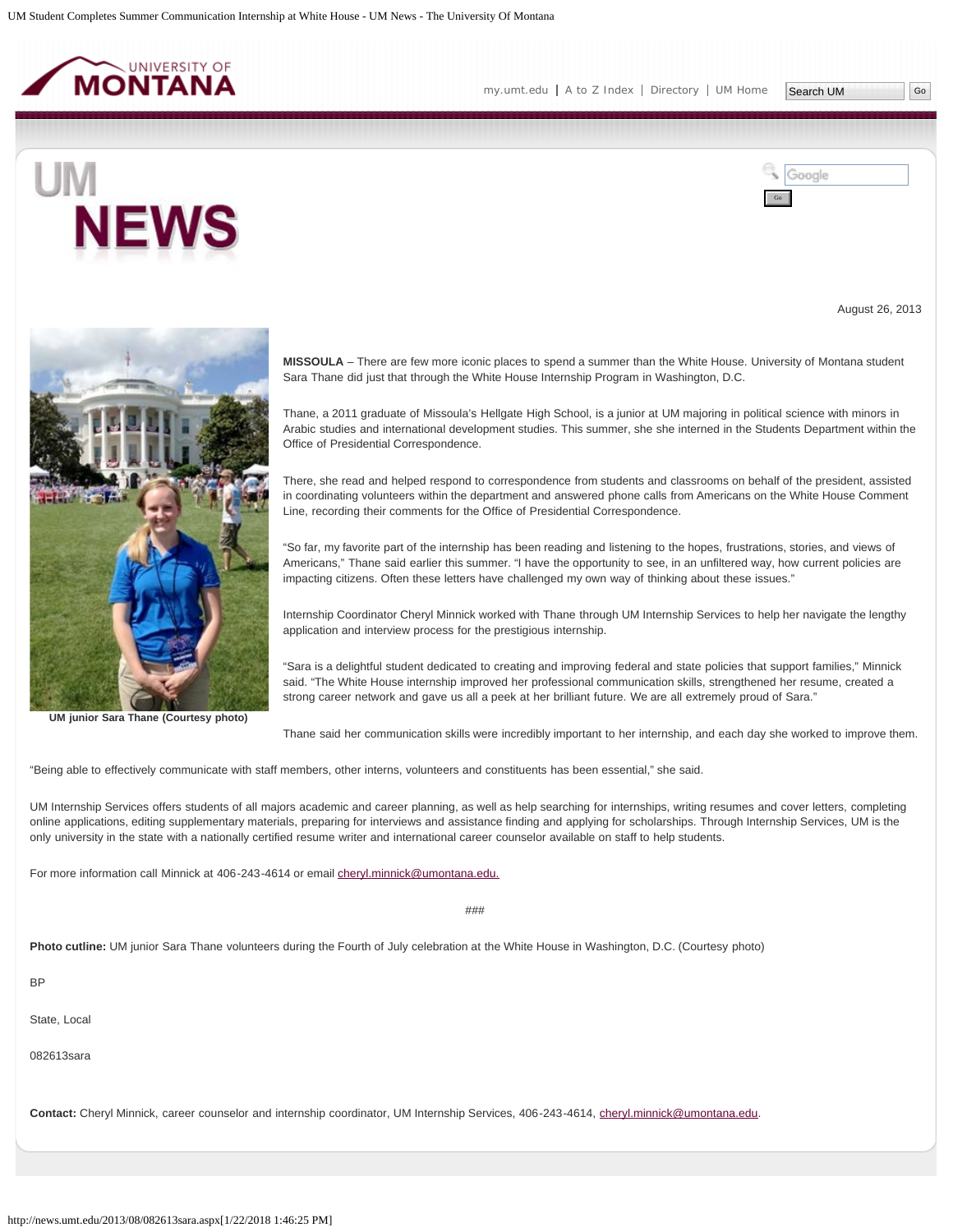August 26, 2013

UM junior Sara Thane (Courtesy photo)

**MISSOULA** – There are few more iconic places to spend a summer than the White House. University of Montana student Sara Thane did just that through the White House Internship Program in Washington, D.C.

Thane, a 2011 graduate of Missoula's Hellgate High School, is a junior at UM majoring in political science with minors in Arabic studies and international development studies. This summer, she she interned in the Students Department within the Office of Presidential Correspondence.

There, she read and helped respond to correspondence from students and classrooms on behalf of the president, assisted in coordinating volunteers within the department and answered phone calls from Americans on the White House Comment Line, recording their comments for the Office of Presidential Correspondence.

"So far, my favorite part of the internship has been reading and listening to the hopes, frustrations, stories, and views of Americans," Thane said earlier this summer. "I have the opportunity to see, in an unfiltered way, how current policies are impacting citizens. Often these letters have challenged my own way of thinking about these issues."

Internship Coordinator Cheryl Minnick worked with Thane through UM Internship Services to help her navigate the lengthy application and interview process for the prestigious internship.

"Sara is a delightful student dedicated to creating and improving federal and state policies that support families," Minnick said. "The White House internship improved her professional communication skills, strengthened her resume, created a strong career network and gave us all a peek at her brilliant future. We are all extremely proud of Sara."

Thane said her communication skills were incredibly important to her internship, and each day she worked to improve them.

"Being able to effectively communicate with staff members, other interns, volunteers and constituents has been essential," she said.

UM Internship Services offers students of all majors academic and career planning, as well as help searching for internships, writing resumes and cover letters, completing online applications, editing supplementary materials, preparing for interviews and assistance finding and applying for scholarships. Through Internship Services, UM is the only university in the state with a nationally certified resume writer and international career counselor available on staff to help students.

For more information call Minnick at 406-243-4614 or email cheryl.minnick@umontana.edu.

###

**Photo cutline:** UM junior Sara Thane volunteers during the Fourth of July celebration at the White House in Washington, D.C. (Courtesy photo)

BP

State, Local

082613sara

**Contact:** Cheryl Minnick, career counselor and internship coordinator, UM Internship Services, 406-243-4614, cheryl.minnick@umontana.edu.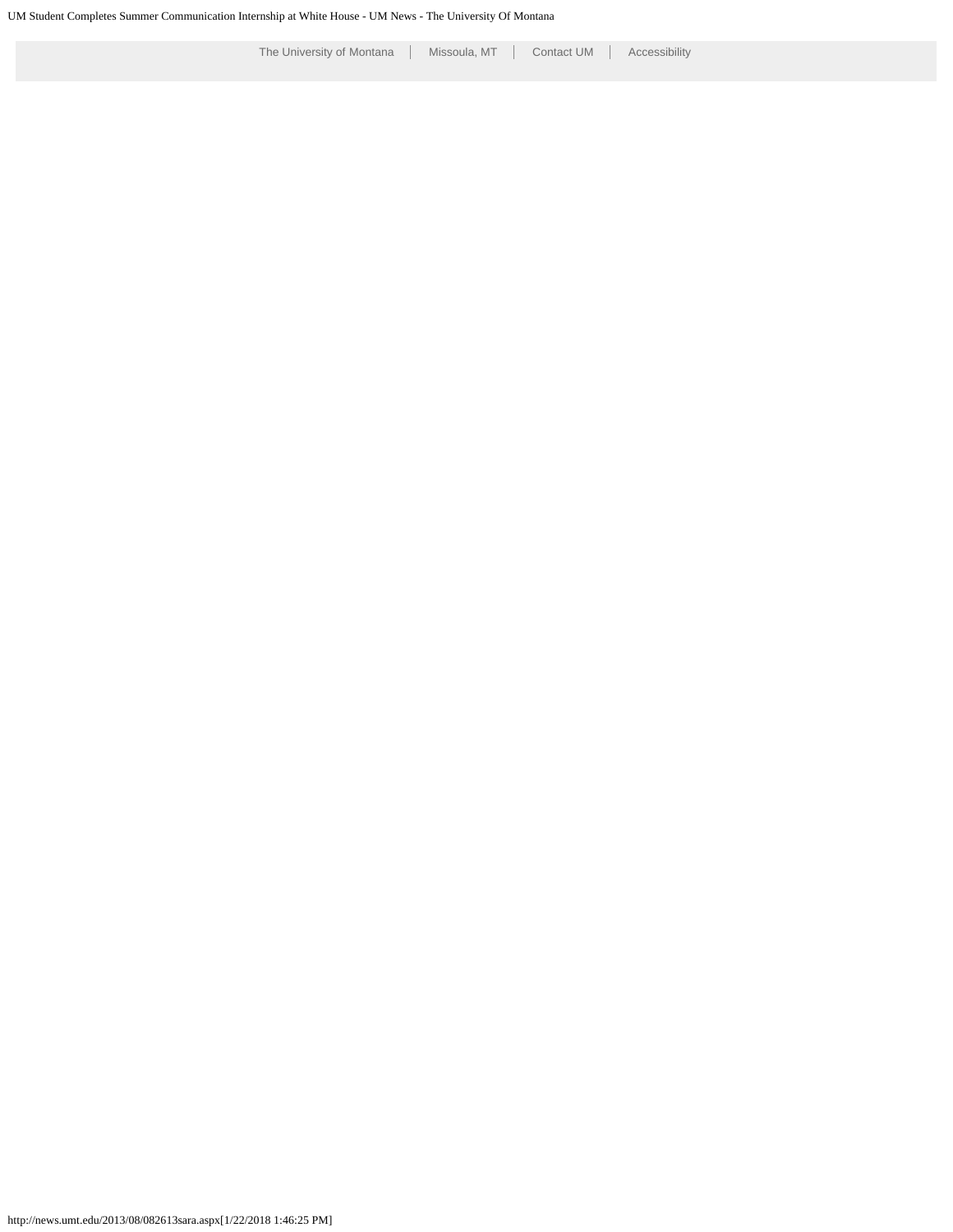The University of Montana | Missoula, MT | Contact UM | Accessibility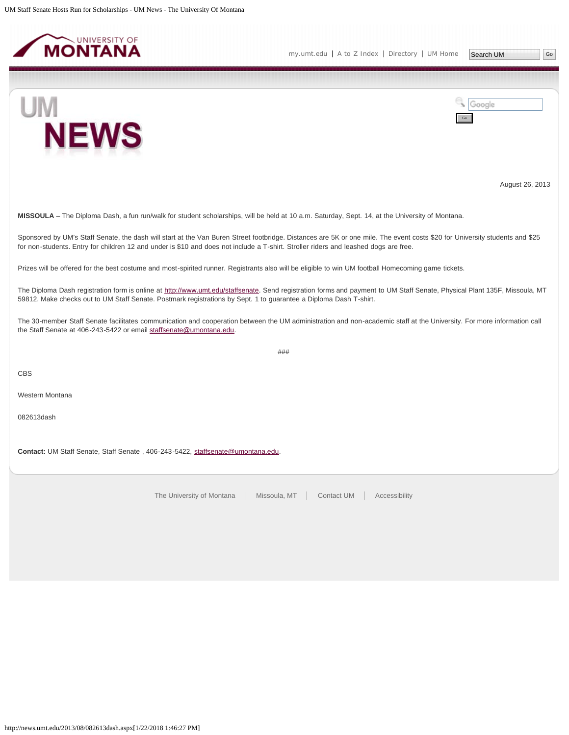August 26, 2013

**MISSOULA** – The Diploma Dash, a fun run/walk for student scholarships, will be held at 10 a.m. Saturday, Sept. 14, at the University of Montana.

Sponsored by UM's Staff Senate, the dash will start at the Van Buren Street footbridge. Distances are 5K or one mile. The event costs $20 for University students and $25 for non-students. Entry for children 12 and under is $10 and does not include a T-shirt. Stroller riders and leashed dogs are free.

Prizes will be offered for the best costume and most-spirited runner. Registrants also will be eligible to win UM football Homecoming game tickets.

The Diploma Dash registration form is online at http://www.umt.edu/staffsenate. Send registration forms and payment to UM Staff Senate, Physical Plant 135F, Missoula, MT 59812. Make checks out to UM Staff Senate. Postmark registrations by Sept. 1 to guarantee a Diploma Dash T-shirt.

The 30-member Staff Senate facilitates communication and cooperation between the UM administration and non-academic staff at the University. For more information call the Staff Senate at 406-243-5422 or email staffsenate@umontana.edu.

###

CBS

Western Montana

082613dash

**Contact:** UM Staff Senate, Staff Senate , 406-243-5422, staffsenate@umontana.edu.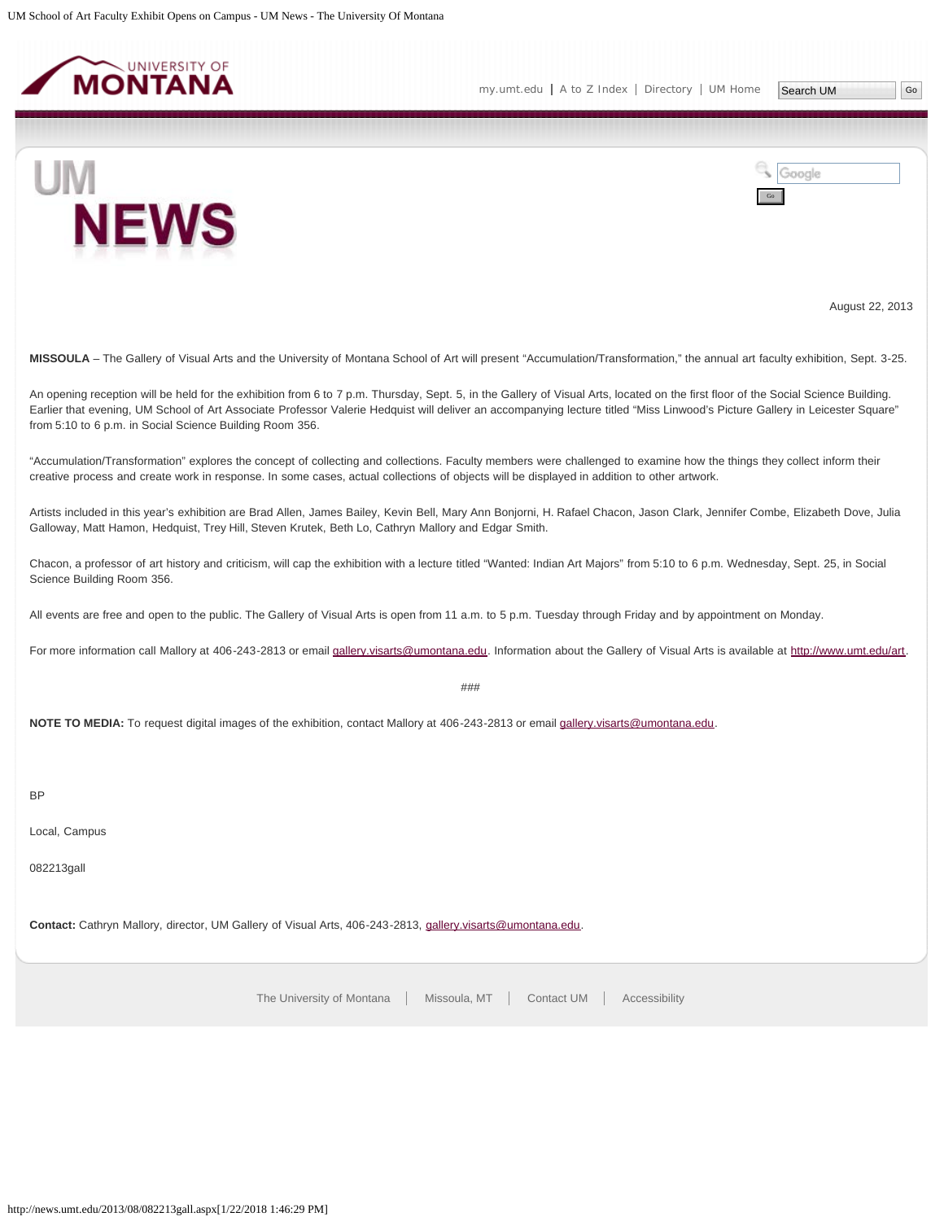August 22, 2013

**MISSOULA** – The Gallery of Visual Arts and the University of Montana School of Art will present “Accumulation/Transformation,” the annual art faculty exhibition, Sept. 3-25.

An opening reception will be held for the exhibition from 6 to 7 p.m. Thursday, Sept. 5, in the Gallery of Visual Arts, located on the first floor of the Social Science Building. Earlier that evening, UM School of Art Associate Professor Valerie Hedquist will deliver an accompanying lecture titled “Miss Linwood’s Picture Gallery in Leicester Square” from 5:10 to 6 p.m. in Social Science Building Room 356.

“Accumulation/Transformation” explores the concept of collecting and collections. Faculty members were challenged to examine how the things they collect inform their creative process and create work in response. In some cases, actual collections of objects will be displayed in addition to other artwork.

Artists included in this year’s exhibition are Brad Allen, James Bailey, Kevin Bell, Mary Ann Bonjorni, H. Rafael Chacon, Jason Clark, Jennifer Combe, Elizabeth Dove, Julia Galloway, Matt Hamon, Hedquist, Trey Hill, Steven Krutek, Beth Lo, Cathryn Mallory and Edgar Smith.

Chacon, a professor of art history and criticism, will cap the exhibition with a lecture titled “Wanted: Indian Art Majors” from 5:10 to 6 p.m. Wednesday, Sept. 25, in Social Science Building Room 356.

All events are free and open to the public. The Gallery of Visual Arts is open from 11 a.m. to 5 p.m. Tuesday through Friday and by appointment on Monday.

For more information call Mallory at 406-243-2813 or email gallery.visarts@umontana.edu. Information about the Gallery of Visual Arts is available at http://www.umt.edu/art.

###

**NOTE TO MEDIA:** To request digital images of the exhibition, contact Mallory at 406-243-2813 or email gallery.visarts@umontana.edu.

BP

Local, Campus

082213gall

**Contact:** Cathryn Mallory, director, UM Gallery of Visual Arts, 406-243-2813, gallery.visarts@umontana.edu.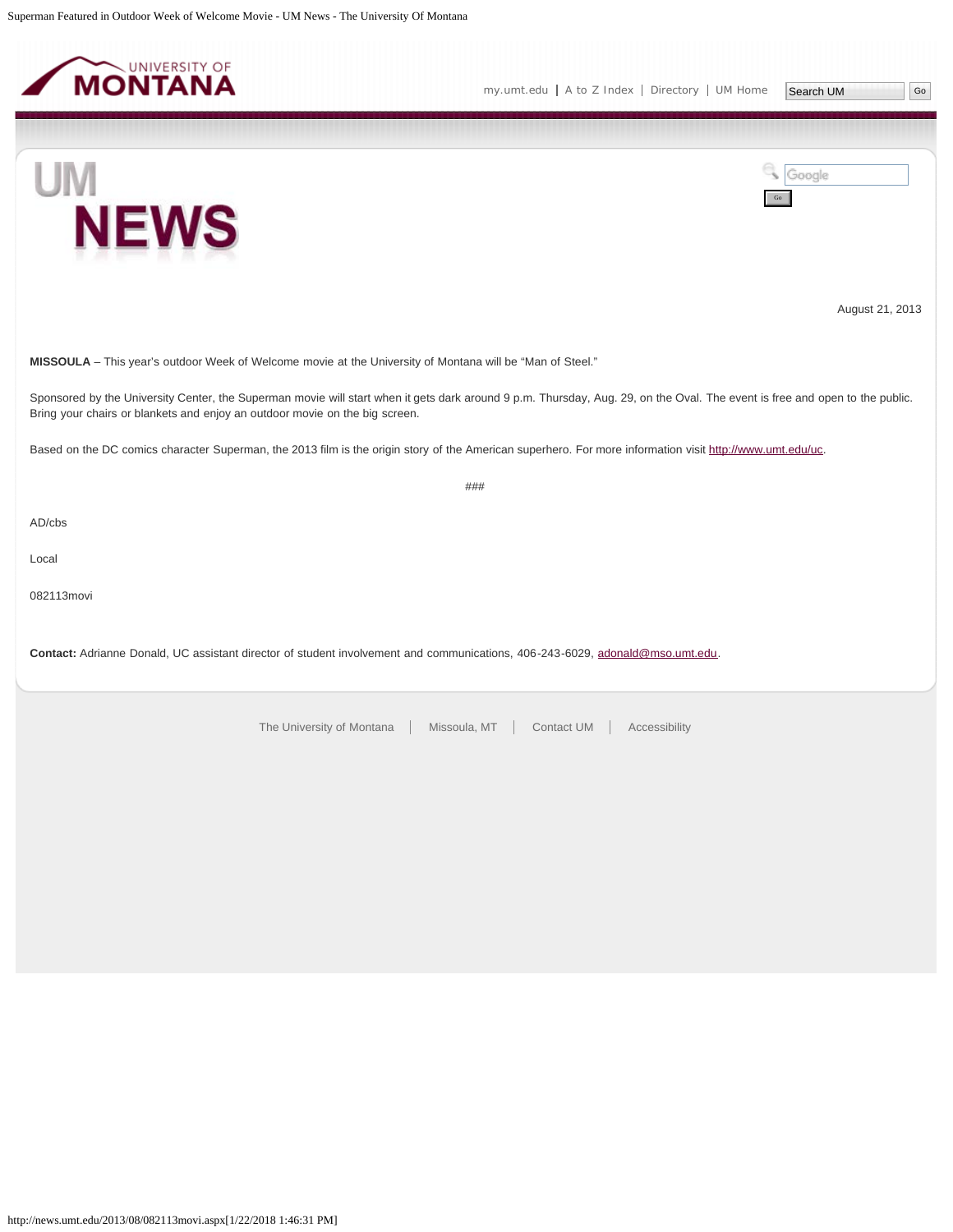August 21, 2013

**MISSOULA** – This year's outdoor Week of Welcome movie at the University of Montana will be "Man of Steel."

Sponsored by the University Center, the Superman movie will start when it gets dark around 9 p.m. Thursday, Aug. 29, on the Oval. The event is free and open to the public. Bring your chairs or blankets and enjoy an outdoor movie on the big screen.

Based on the DC comics character Superman, the 2013 film is the origin story of the American superhero. For more information visit http://www.umt.edu/uc.

###

AD/cbs

Local

082113movi

**Contact:** Adrianne Donald, UC assistant director of student involvement and communications, 406-243-6029, adonald@mso.umt.edu.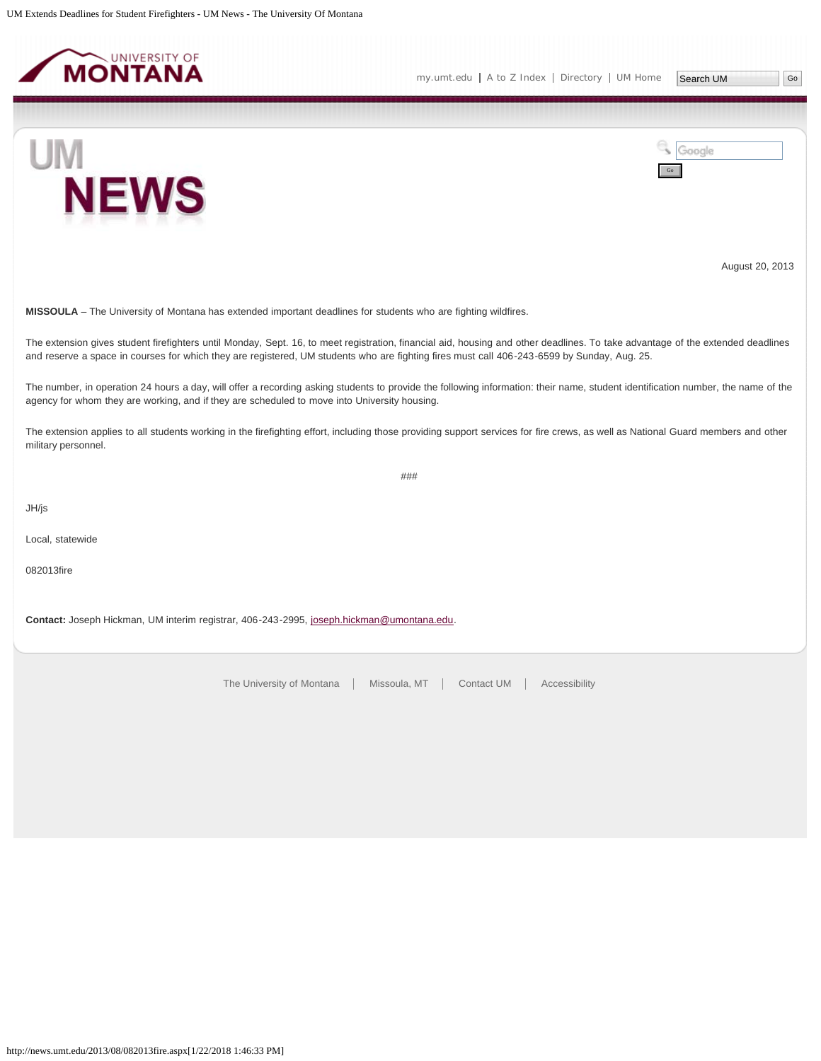August 20, 2013

**MISSOULA** – The University of Montana has extended important deadlines for students who are fighting wildfires.

The extension gives student firefighters until Monday, Sept. 16, to meet registration, financial aid, housing and other deadlines. To take advantage of the extended deadlines and reserve a space in courses for which they are registered, UM students who are fighting fires must call 406-243-6599 by Sunday, Aug. 25.

The number, in operation 24 hours a day, will offer a recording asking students to provide the following information: their name, student identification number, the name of the agency for whom they are working, and if they are scheduled to move into University housing.

The extension applies to all students working in the firefighting effort, including those providing support services for fire crews, as well as National Guard members and other military personnel.

###

JH/js

Local, statewide

082013fire

**Contact:** Joseph Hickman, UM interim registrar, 406-243-2995, joseph.hickman@umontana.edu.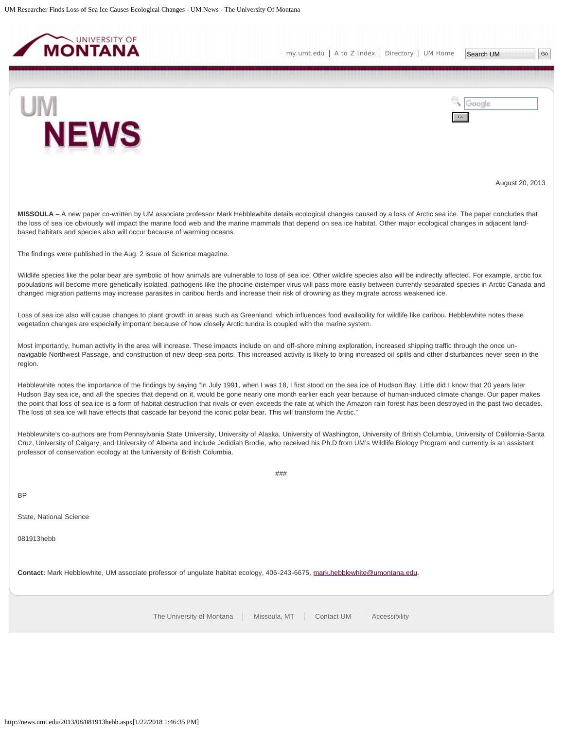August 20, 2013

**MISSOULA** – A new paper co-written by UM associate professor Mark Hebblewhite details ecological changes caused by a loss of Arctic sea ice. The paper concludes that the loss of sea ice obviously will impact the marine food web and the marine mammals that depend on sea ice habitat. Other major ecological changes in adjacent land-based habitats and species also will occur because of warming oceans.

The findings were published in the Aug. 2 issue of Science magazine.

Wildlife species like the polar bear are symbolic of how animals are vulnerable to loss of sea ice. Other wildlife species also will be indirectly affected. For example, arctic fox populations will become more genetically isolated, pathogens like the phocine distemper virus will pass more easily between currently separated species in Arctic Canada and changed migration patterns may increase parasites in caribou herds and increase their risk of drowning as they migrate across weakened ice.

Loss of sea ice also will cause changes to plant growth in areas such as Greenland, which influences food availability for wildlife like caribou. Hebblewhite notes these vegetation changes are especially important because of how closely Arctic tundra is coupled with the marine system.

Most importantly, human activity in the area will increase. These impacts include on and off-shore mining exploration, increased shipping traffic through the once un-navigable Northwest Passage, and construction of new deep-sea ports. This increased activity is likely to bring increased oil spills and other disturbances never seen in the region.

Hebblewhite notes the importance of the findings by saying "In July 1991, when I was 18, I first stood on the sea ice of Hudson Bay. Little did I know that 20 years later Hudson Bay sea ice, and all the species that depend on it, would be gone nearly one month earlier each year because of human-induced climate change. Our paper makes the point that loss of sea ice is a form of habitat destruction that rivals or even exceeds the rate at which the Amazon rain forest has been destroyed in the past two decades. The loss of sea ice will have effects that cascade far beyond the iconic polar bear. This will transform the Arctic."

Hebblewhite's co-authors are from Pennsylvania State University, University of Alaska, University of Washington, University of British Columbia, University of California-Santa Cruz, University of Calgary, and University of Alberta and include Jedidiah Brodie, who received his Ph.D from UM's Wildlife Biology Program and currently is an assistant professor of conservation ecology at the University of British Columbia.

###

BP

State, National Science

081913hebb

**Contact:** Mark Hebblewhite, UM associate professor of ungulate habitat ecology, 406-243-6675, mark.hebblewhite@umontana.edu.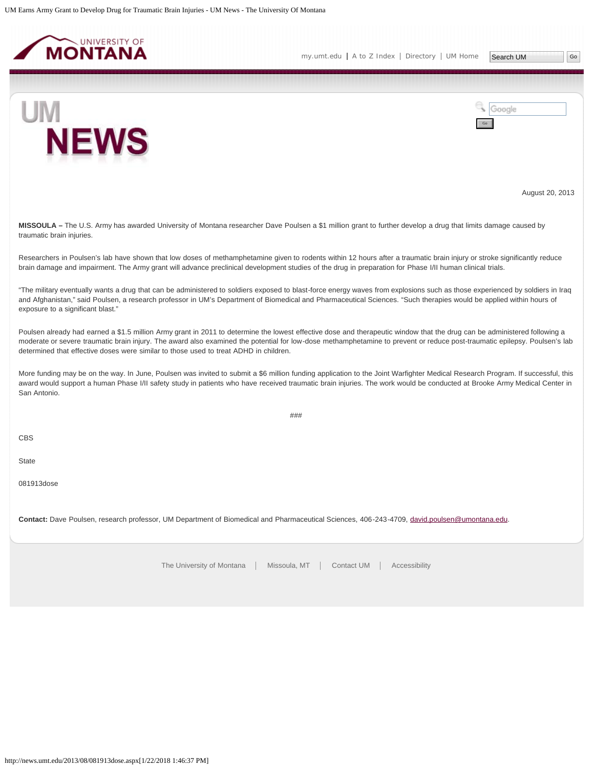August 20, 2013

**MISSOULA –** The U.S. Army has awarded University of Montana researcher Dave Poulsen a $1 million grant to further develop a drug that limits damage caused by traumatic brain injuries.

Researchers in Poulsen's lab have shown that low doses of methamphetamine given to rodents within 12 hours after a traumatic brain injury or stroke significantly reduce brain damage and impairment. The Army grant will advance preclinical development studies of the drug in preparation for Phase I/II human clinical trials.

"The military eventually wants a drug that can be administered to soldiers exposed to blast-force energy waves from explosions such as those experienced by soldiers in Iraq and Afghanistan," said Poulsen, a research professor in UM's Department of Biomedical and Pharmaceutical Sciences. "Such therapies would be applied within hours of exposure to a significant blast."

Poulsen already had earned a $1.5 million Army grant in 2011 to determine the lowest effective dose and therapeutic window that the drug can be administered following a moderate or severe traumatic brain injury. The award also examined the potential for low-dose methamphetamine to prevent or reduce post-traumatic epilepsy. Poulsen's lab determined that effective doses were similar to those used to treat ADHD in children.

More funding may be on the way. In June, Poulsen was invited to submit a $6 million funding application to the Joint Warfighter Medical Research Program. If successful, this award would support a human Phase I/II safety study in patients who have received traumatic brain injuries. The work would be conducted at Brooke Army Medical Center in San Antonio.

###

CBS

State

081913dose

**Contact:** Dave Poulsen, research professor, UM Department of Biomedical and Pharmaceutical Sciences, 406-243-4709, david.poulsen@umontana.edu.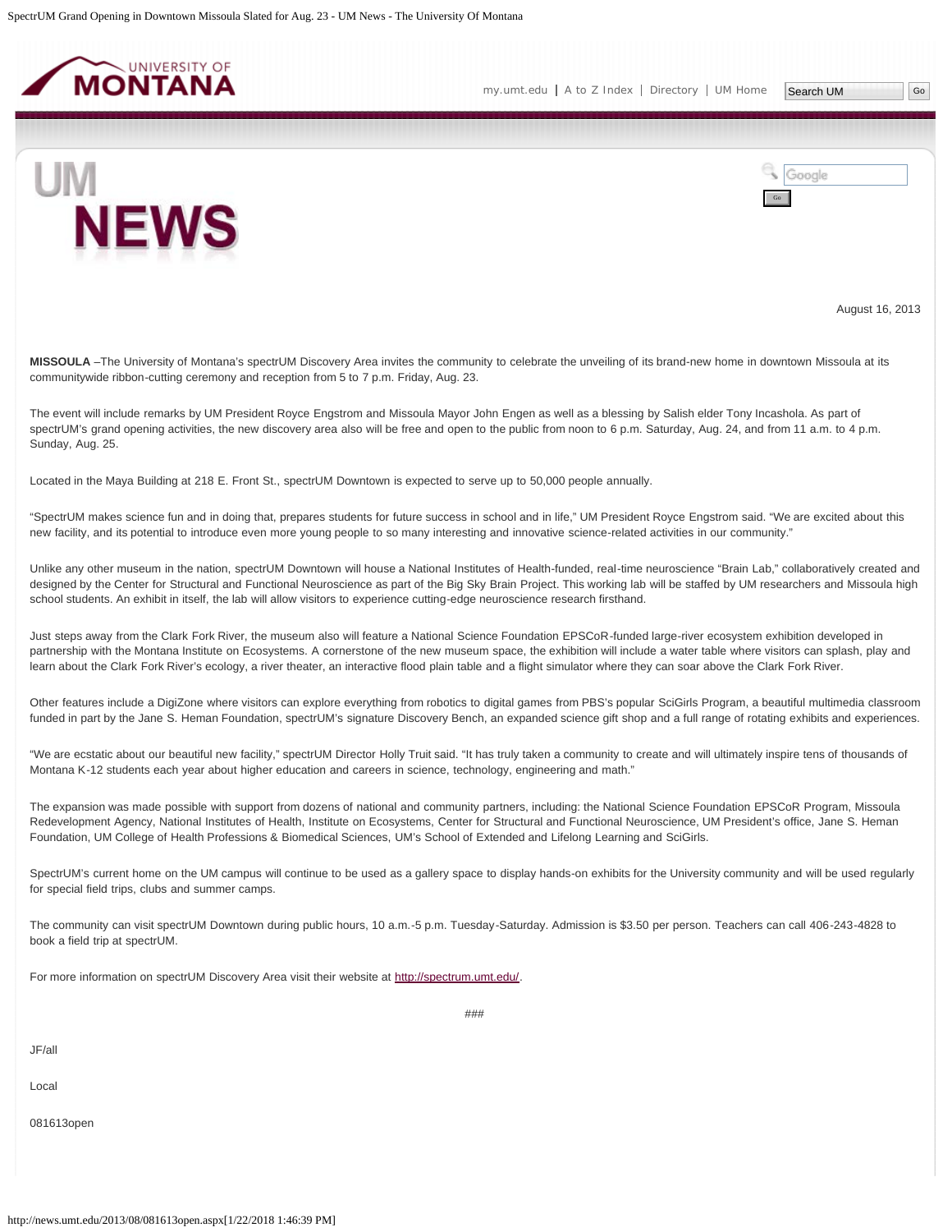August 16, 2013

**MISSOULA** –The University of Montana's spectrUM Discovery Area invites the community to celebrate the unveiling of its brand-new home in downtown Missoula at its communitywide ribbon-cutting ceremony and reception from 5 to 7 p.m. Friday, Aug. 23.

The event will include remarks by UM President Royce Engstrom and Missoula Mayor John Engen as well as a blessing by Salish elder Tony Incashola. As part of spectrUM's grand opening activities, the new discovery area also will be free and open to the public from noon to 6 p.m. Saturday, Aug. 24, and from 11 a.m. to 4 p.m. Sunday, Aug. 25.

Located in the Maya Building at 218 E. Front St., spectrUM Downtown is expected to serve up to 50,000 people annually.

"SpectrUM makes science fun and in doing that, prepares students for future success in school and in life," UM President Royce Engstrom said. "We are excited about this new facility, and its potential to introduce even more young people to so many interesting and innovative science-related activities in our community."

Unlike any other museum in the nation, spectrUM Downtown will house a National Institutes of Health-funded, real-time neuroscience "Brain Lab," collaboratively created and designed by the Center for Structural and Functional Neuroscience as part of the Big Sky Brain Project. This working lab will be staffed by UM researchers and Missoula high school students. An exhibit in itself, the lab will allow visitors to experience cutting-edge neuroscience research firsthand.

Just steps away from the Clark Fork River, the museum also will feature a National Science Foundation EPSCoR-funded large-river ecosystem exhibition developed in partnership with the Montana Institute on Ecosystems. A cornerstone of the new museum space, the exhibition will include a water table where visitors can splash, play and learn about the Clark Fork River's ecology, a river theater, an interactive flood plain table and a flight simulator where they can soar above the Clark Fork River.

Other features include a DigiZone where visitors can explore everything from robotics to digital games from PBS's popular SciGirls Program, a beautiful multimedia classroom funded in part by the Jane S. Heman Foundation, spectrUM's signature Discovery Bench, an expanded science gift shop and a full range of rotating exhibits and experiences.

"We are ecstatic about our beautiful new facility," spectrUM Director Holly Truit said. "It has truly taken a community to create and will ultimately inspire tens of thousands of Montana K-12 students each year about higher education and careers in science, technology, engineering and math."

The expansion was made possible with support from dozens of national and community partners, including: the National Science Foundation EPSCoR Program, Missoula Redevelopment Agency, National Institutes of Health, Institute on Ecosystems, Center for Structural and Functional Neuroscience, UM President's office, Jane S. Heman Foundation, UM College of Health Professions & Biomedical Sciences, UM's School of Extended and Lifelong Learning and SciGirls.

SpectrUM's current home on the UM campus will continue to be used as a gallery space to display hands-on exhibits for the University community and will be used regularly for special field trips, clubs and summer camps.

The community can visit spectrUM Downtown during public hours, 10 a.m.-5 p.m. Tuesday-Saturday. Admission is $3.50 per person. Teachers can call 406-243-4828 to book a field trip at spectrUM.

For more information on spectrUM Discovery Area visit their website at http://spectrum.umt.edu/.

###

JF/all

Local

081613open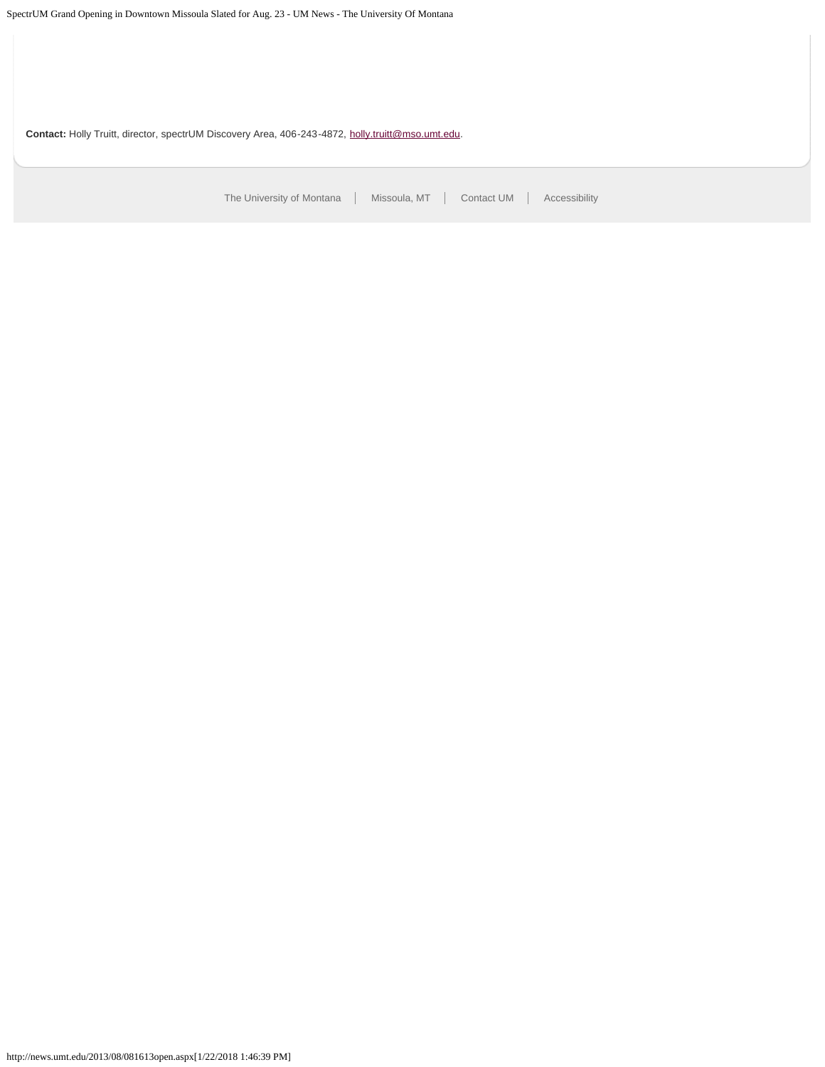**Contact:** Holly Truitt, director, spectrUM Discovery Area, 406-243-4872, holly.truitt@mso.umt.edu.

The University of Montana | Missoula, MT | Contact UM | Accessibility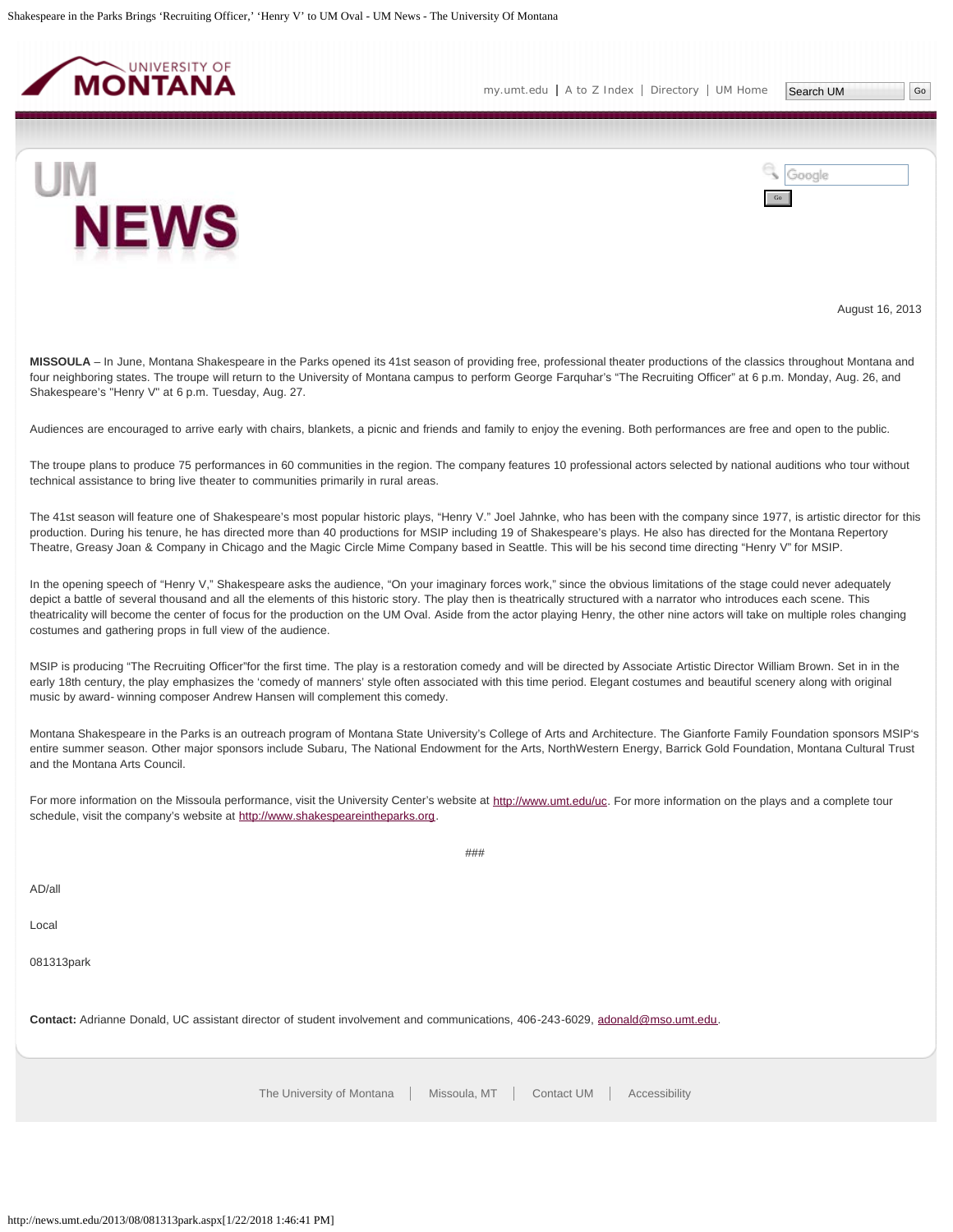August 16, 2013

**MISSOULA** – In June, Montana Shakespeare in the Parks opened its 41st season of providing free, professional theater productions of the classics throughout Montana and four neighboring states. The troupe will return to the University of Montana campus to perform George Farquhar's "The Recruiting Officer" at 6 p.m. Monday, Aug. 26, and Shakespeare's "Henry V" at 6 p.m. Tuesday, Aug. 27.

Audiences are encouraged to arrive early with chairs, blankets, a picnic and friends and family to enjoy the evening. Both performances are free and open to the public.

The troupe plans to produce 75 performances in 60 communities in the region. The company features 10 professional actors selected by national auditions who tour without technical assistance to bring live theater to communities primarily in rural areas.

The 41st season will feature one of Shakespeare's most popular historic plays, "Henry V." Joel Jahnke, who has been with the company since 1977, is artistic director for this production. During his tenure, he has directed more than 40 productions for MSIP including 19 of Shakespeare's plays. He also has directed for the Montana Repertory Theatre, Greasy Joan & Company in Chicago and the Magic Circle Mime Company based in Seattle. This will be his second time directing "Henry V" for MSIP.

In the opening speech of "Henry V," Shakespeare asks the audience, "On your imaginary forces work," since the obvious limitations of the stage could never adequately depict a battle of several thousand and all the elements of this historic story. The play then is theatrically structured with a narrator who introduces each scene. This theatricality will become the center of focus for the production on the UM Oval. Aside from the actor playing Henry, the other nine actors will take on multiple roles changing costumes and gathering props in full view of the audience.

MSIP is producing "The Recruiting Officer"for the first time. The play is a restoration comedy and will be directed by Associate Artistic Director William Brown. Set in in the early 18th century, the play emphasizes the 'comedy of manners' style often associated with this time period. Elegant costumes and beautiful scenery along with original music by award- winning composer Andrew Hansen will complement this comedy.

Montana Shakespeare in the Parks is an outreach program of Montana State University's College of Arts and Architecture. The Gianforte Family Foundation sponsors MSIP's entire summer season. Other major sponsors include Subaru, The National Endowment for the Arts, NorthWestern Energy, Barrick Gold Foundation, Montana Cultural Trust and the Montana Arts Council.

For more information on the Missoula performance, visit the University Center's website at http://www.umt.edu/uc. For more information on the plays and a complete tour schedule, visit the company's website at http://www.shakespeareintheparks.org.

###

AD/all

Local

081313park

**Contact:** Adrianne Donald, UC assistant director of student involvement and communications, 406-243-6029, adonald@mso.umt.edu.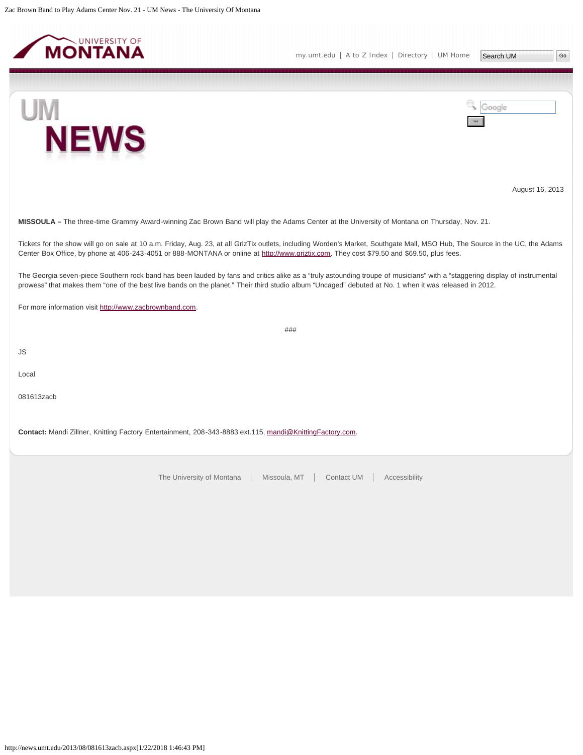August 16, 2013

**MISSOULA –** The three-time Grammy Award-winning Zac Brown Band will play the Adams Center at the University of Montana on Thursday, Nov. 21.

Tickets for the show will go on sale at 10 a.m. Friday, Aug. 23, at all GrizTix outlets, including Worden's Market, Southgate Mall, MSO Hub, The Source in the UC, the Adams Center Box Office, by phone at 406-243-4051 or 888-MONTANA or online at http://www.griztix.com. They cost $79.50 and $69.50, plus fees.

The Georgia seven-piece Southern rock band has been lauded by fans and critics alike as a "truly astounding troupe of musicians" with a "staggering display of instrumental prowess" that makes them "one of the best live bands on the planet." Their third studio album "Uncaged" debuted at No. 1 when it was released in 2012.

For more information visit http://www.zacbrownband.com.

###

JS

Local

081613zacb

**Contact:** Mandi Zillner, Knitting Factory Entertainment, 208-343-8883 ext.115, mandi@KnittingFactory.com.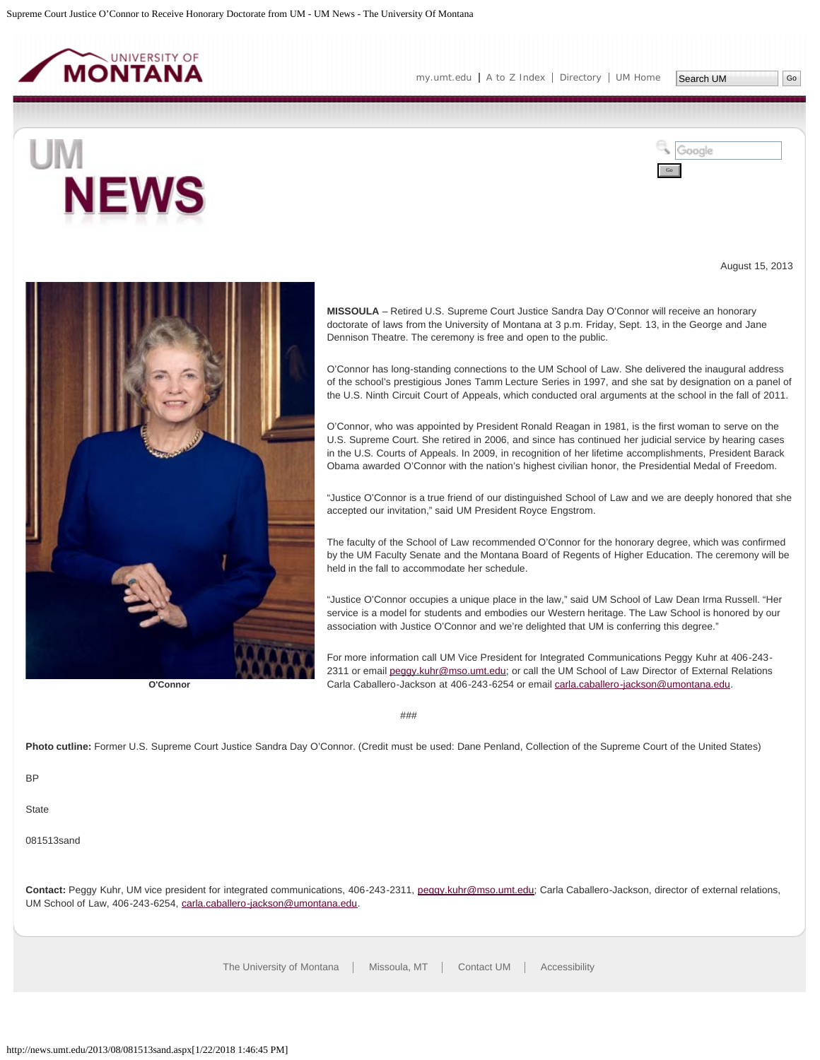August 15, 2013

O'Connor

**MISSOULA** – Retired U.S. Supreme Court Justice Sandra Day O'Connor will receive an honorary doctorate of laws from the University of Montana at 3 p.m. Friday, Sept. 13, in the George and Jane Dennison Theatre. The ceremony is free and open to the public.

O'Connor has long-standing connections to the UM School of Law. She delivered the inaugural address of the school's prestigious Jones Tamm Lecture Series in 1997, and she sat by designation on a panel of the U.S. Ninth Circuit Court of Appeals, which conducted oral arguments at the school in the fall of 2011.

O'Connor, who was appointed by President Ronald Reagan in 1981, is the first woman to serve on the U.S. Supreme Court. She retired in 2006, and since has continued her judicial service by hearing cases in the U.S. Courts of Appeals. In 2009, in recognition of her lifetime accomplishments, President Barack Obama awarded O'Connor with the nation's highest civilian honor, the Presidential Medal of Freedom.

"Justice O'Connor is a true friend of our distinguished School of Law and we are deeply honored that she accepted our invitation," said UM President Royce Engstrom.

The faculty of the School of Law recommended O'Connor for the honorary degree, which was confirmed by the UM Faculty Senate and the Montana Board of Regents of Higher Education. The ceremony will be held in the fall to accommodate her schedule.

"Justice O'Connor occupies a unique place in the law," said UM School of Law Dean Irma Russell. "Her service is a model for students and embodies our Western heritage. The Law School is honored by our association with Justice O'Connor and we're delighted that UM is conferring this degree."

For more information call UM Vice President for Integrated Communications Peggy Kuhr at 406-243-2311 or email peggy.kuhr@mso.umt.edu; or call the UM School of Law Director of External Relations Carla Caballero-Jackson at 406-243-6254 or email carla.caballero-jackson@umontana.edu.

###

**Photo cutline:** Former U.S. Supreme Court Justice Sandra Day O'Connor. (Credit must be used: Dane Penland, Collection of the Supreme Court of the United States)

BP

State

081513sand

**Contact:** Peggy Kuhr, UM vice president for integrated communications, 406-243-2311, peggy.kuhr@mso.umt.edu; Carla Caballero-Jackson, director of external relations, UM School of Law, 406-243-6254, carla.caballero-jackson@umontana.edu.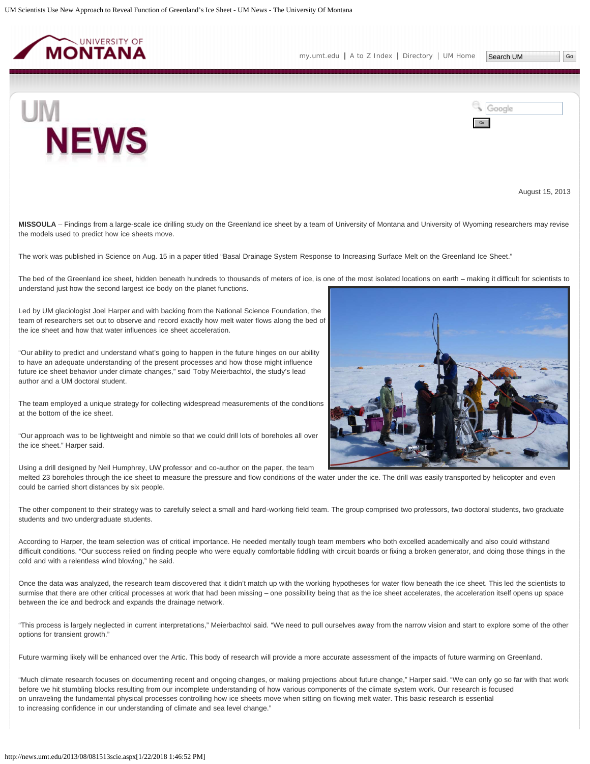August 15, 2013

**MISSOULA** – Findings from a large-scale ice drilling study on the Greenland ice sheet by a team of University of Montana and University of Wyoming researchers may revise the models used to predict how ice sheets move.

The work was published in Science on Aug. 15 in a paper titled "Basal Drainage System Response to Increasing Surface Melt on the Greenland Ice Sheet."

The bed of the Greenland ice sheet, hidden beneath hundreds to thousands of meters of ice, is one of the most isolated locations on earth – making it difficult for scientists to understand just how the second largest ice body on the planet functions.

Led by UM glaciologist Joel Harper and with backing from the National Science Foundation, the team of researchers set out to observe and record exactly how melt water flows along the bed of the ice sheet and how that water influences ice sheet acceleration.

"Our ability to predict and understand what's going to happen in the future hinges on our ability to have an adequate understanding of the present processes and how those might influence future ice sheet behavior under climate changes," said Toby Meierbachtol, the study's lead author and a UM doctoral student.

The team employed a unique strategy for collecting widespread measurements of the conditions at the bottom of the ice sheet.

"Our approach was to be lightweight and nimble so that we could drill lots of boreholes all over the ice sheet." Harper said.

Using a drill designed by Neil Humphrey, UW professor and co-author on the paper, the team melted 23 boreholes through the ice sheet to measure the pressure and flow conditions of the water under the ice. The drill was easily transported by helicopter and even could be carried short distances by six people.

The other component to their strategy was to carefully select a small and hard-working field team. The group comprised two professors, two doctoral students, two graduate students and two undergraduate students.

According to Harper, the team selection was of critical importance. He needed mentally tough team members who both excelled academically and also could withstand difficult conditions. "Our success relied on finding people who were equally comfortable fiddling with circuit boards or fixing a broken generator, and doing those things in the cold and with a relentless wind blowing," he said.

Once the data was analyzed, the research team discovered that it didn't match up with the working hypotheses for water flow beneath the ice sheet. This led the scientists to surmise that there are other critical processes at work that had been missing – one possibility being that as the ice sheet accelerates, the acceleration itself opens up space between the ice and bedrock and expands the drainage network.

"This process is largely neglected in current interpretations," Meierbachtol said. "We need to pull ourselves away from the narrow vision and start to explore some of the other options for transient growth."

Future warming likely will be enhanced over the Artic. This body of research will provide a more accurate assessment of the impacts of future warming on Greenland.

"Much climate research focuses on documenting recent and ongoing changes, or making projections about future change," Harper said. "We can only go so far with that work before we hit stumbling blocks resulting from our incomplete understanding of how various components of the climate system work. Our research is focused on unraveling the fundamental physical processes controlling how ice sheets move when sitting on flowing melt water. This basic research is essential to increasing confidence in our understanding of climate and sea level change."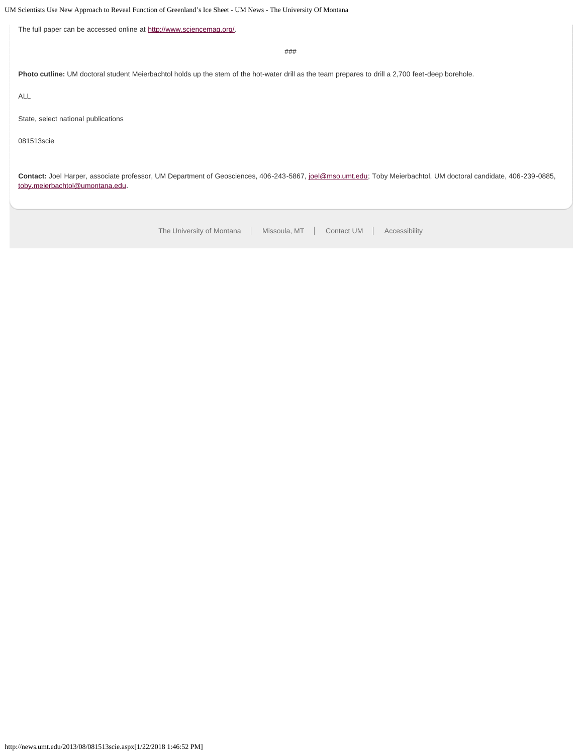The full paper can be accessed online at http://www.sciencemag.org/.

###

**Photo cutline:** UM doctoral student Meierbachtol holds up the stem of the hot-water drill as the team prepares to drill a 2,700 feet-deep borehole.

ALL

State, select national publications

081513scie

**Contact:** Joel Harper, associate professor, UM Department of Geosciences, 406-243-5867, joel@mso.umt.edu; Toby Meierbachtol, UM doctoral candidate, 406-239-0885, toby.meierbachtol@umontana.edu.

The University of Montana | Missoula, MT | Contact UM | Accessibility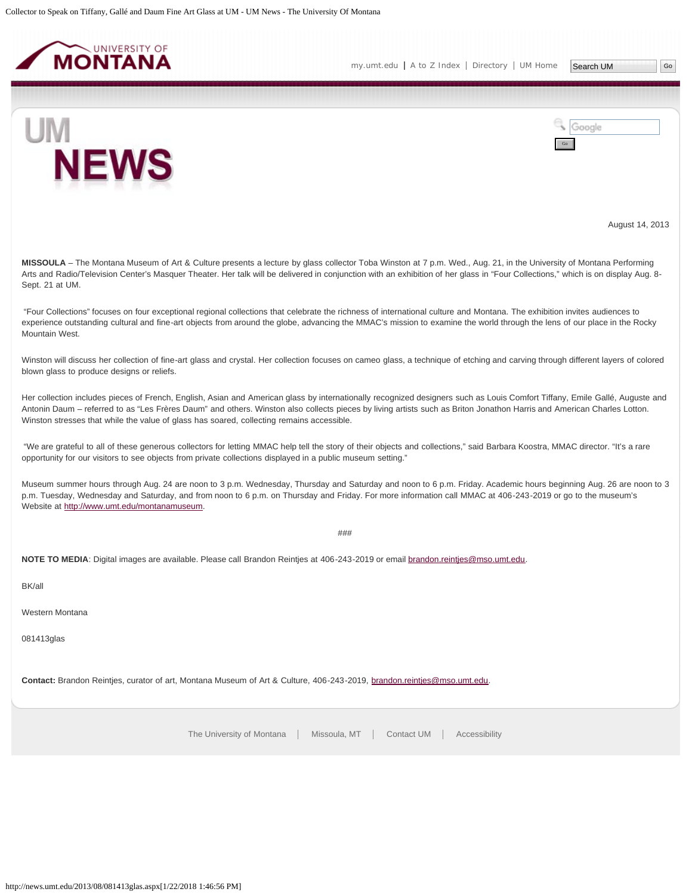August 14, 2013

**MISSOULA** – The Montana Museum of Art & Culture presents a lecture by glass collector Toba Winston at 7 p.m. Wed., Aug. 21, in the University of Montana Performing Arts and Radio/Television Center's Masquer Theater. Her talk will be delivered in conjunction with an exhibition of her glass in "Four Collections," which is on display Aug. 8-Sept. 21 at UM.

"Four Collections" focuses on four exceptional regional collections that celebrate the richness of international culture and Montana. The exhibition invites audiences to experience outstanding cultural and fine-art objects from around the globe, advancing the MMAC's mission to examine the world through the lens of our place in the Rocky Mountain West.

Winston will discuss her collection of fine-art glass and crystal. Her collection focuses on cameo glass, a technique of etching and carving through different layers of colored blown glass to produce designs or reliefs.

Her collection includes pieces of French, English, Asian and American glass by internationally recognized designers such as Louis Comfort Tiffany, Emile Gallé, Auguste and Antonin Daum – referred to as "Les Frères Daum" and others. Winston also collects pieces by living artists such as Briton Jonathon Harris and American Charles Lotton. Winston stresses that while the value of glass has soared, collecting remains accessible.

"We are grateful to all of these generous collectors for letting MMAC help tell the story of their objects and collections," said Barbara Koostra, MMAC director. "It's a rare opportunity for our visitors to see objects from private collections displayed in a public museum setting."

Museum summer hours through Aug. 24 are noon to 3 p.m. Wednesday, Thursday and Saturday and noon to 6 p.m. Friday. Academic hours beginning Aug. 26 are noon to 3 p.m. Tuesday, Wednesday and Saturday, and from noon to 6 p.m. on Thursday and Friday. For more information call MMAC at 406-243-2019 or go to the museum's Website at http://www.umt.edu/montanamuseum.

###

**NOTE TO MEDIA**: Digital images are available. Please call Brandon Reintjes at 406-243-2019 or email brandon.reintjes@mso.umt.edu.

BK/all

Western Montana

081413glas

**Contact:** Brandon Reintjes, curator of art, Montana Museum of Art & Culture, 406-243-2019, brandon.reintjes@mso.umt.edu.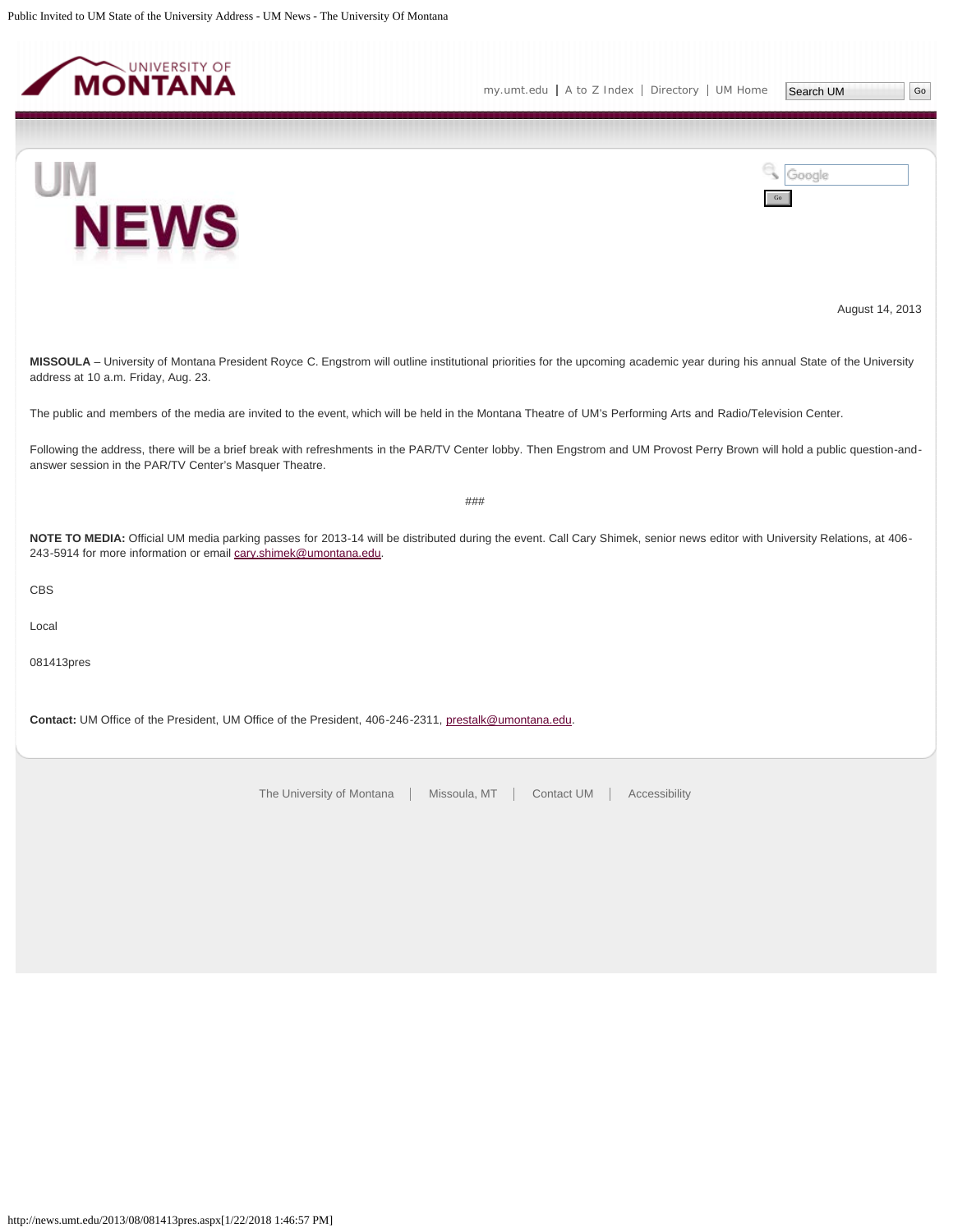August 14, 2013

**MISSOULA** – University of Montana President Royce C. Engstrom will outline institutional priorities for the upcoming academic year during his annual State of the University address at 10 a.m. Friday, Aug. 23.

The public and members of the media are invited to the event, which will be held in the Montana Theatre of UM's Performing Arts and Radio/Television Center.

Following the address, there will be a brief break with refreshments in the PAR/TV Center lobby. Then Engstrom and UM Provost Perry Brown will hold a public question-and-answer session in the PAR/TV Center's Masquer Theatre.

###

**NOTE TO MEDIA:** Official UM media parking passes for 2013-14 will be distributed during the event. Call Cary Shimek, senior news editor with University Relations, at 406-243-5914 for more information or email cary.shimek@umontana.edu.

CBS

Local

081413pres

**Contact:** UM Office of the President, UM Office of the President, 406-246-2311, prestalk@umontana.edu.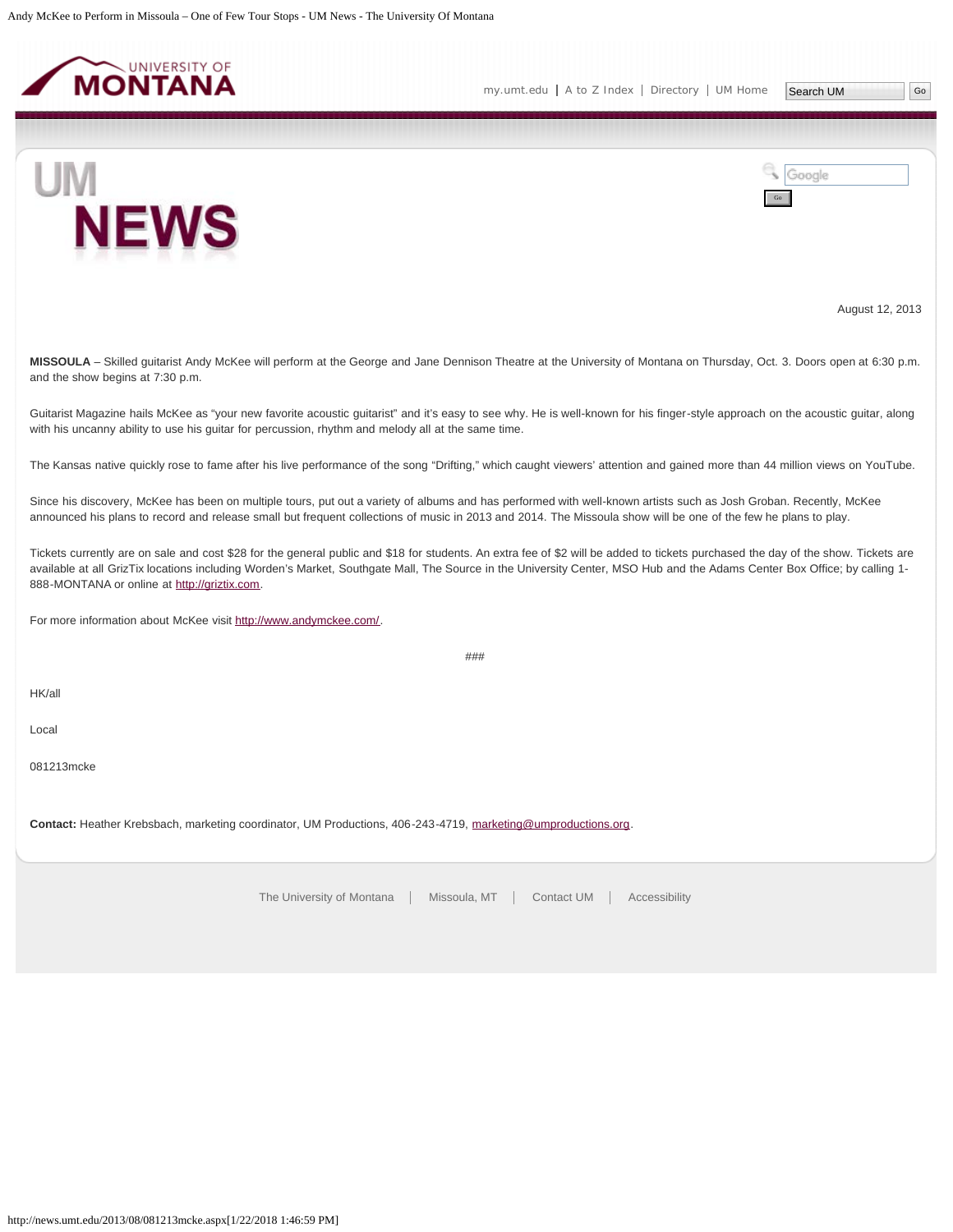August 12, 2013

**MISSOULA** – Skilled guitarist Andy McKee will perform at the George and Jane Dennison Theatre at the University of Montana on Thursday, Oct. 3. Doors open at 6:30 p.m. and the show begins at 7:30 p.m.

Guitarist Magazine hails McKee as "your new favorite acoustic guitarist" and it's easy to see why. He is well-known for his finger-style approach on the acoustic guitar, along with his uncanny ability to use his guitar for percussion, rhythm and melody all at the same time.

The Kansas native quickly rose to fame after his live performance of the song "Drifting," which caught viewers' attention and gained more than 44 million views on YouTube.

Since his discovery, McKee has been on multiple tours, put out a variety of albums and has performed with well-known artists such as Josh Groban. Recently, McKee announced his plans to record and release small but frequent collections of music in 2013 and 2014. The Missoula show will be one of the few he plans to play.

Tickets currently are on sale and cost $28 for the general public and $18 for students. An extra fee of $2 will be added to tickets purchased the day of the show. Tickets are available at all GrizTix locations including Worden's Market, Southgate Mall, The Source in the University Center, MSO Hub and the Adams Center Box Office; by calling 1-888-MONTANA or online at http://griztix.com.

For more information about McKee visit http://www.andymckee.com/.

###

HK/all

Local

081213mcke

**Contact:** Heather Krebsbach, marketing coordinator, UM Productions, 406-243-4719, marketing@umproductions.org.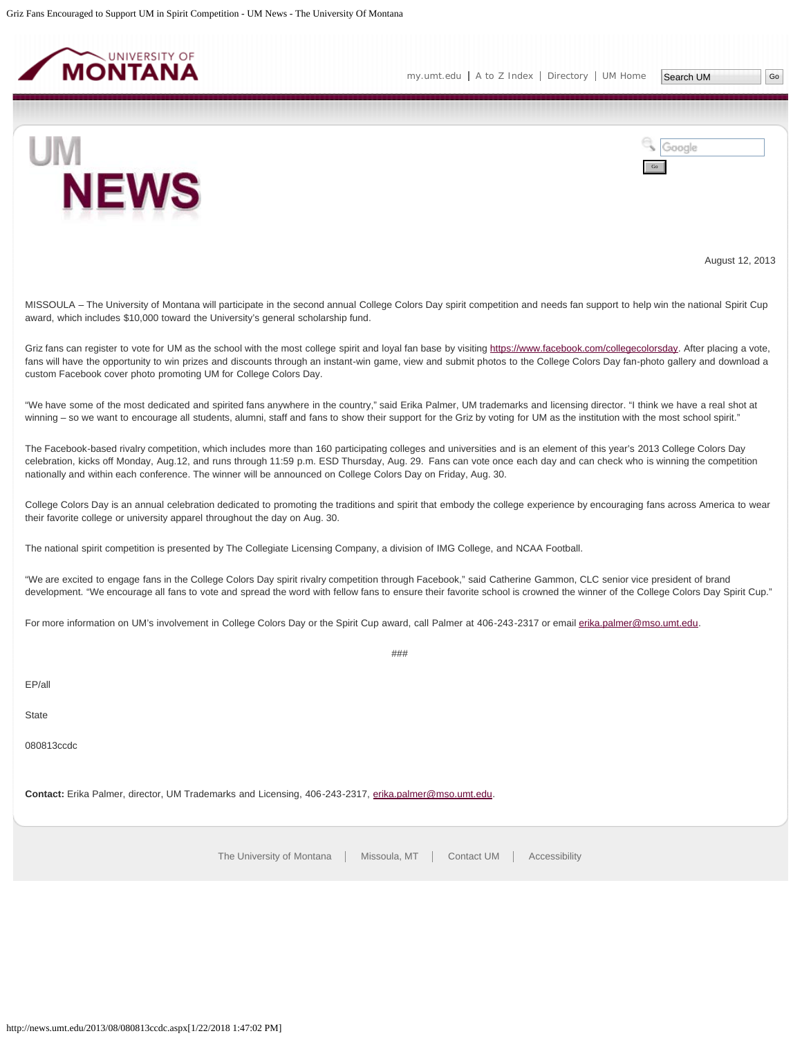August 12, 2013

MISSOULA – The University of Montana will participate in the second annual College Colors Day spirit competition and needs fan support to help win the national Spirit Cup award, which includes $10,000 toward the University's general scholarship fund.

Griz fans can register to vote for UM as the school with the most college spirit and loyal fan base by visiting https://www.facebook.com/collegecolorsday. After placing a vote, fans will have the opportunity to win prizes and discounts through an instant-win game, view and submit photos to the College Colors Day fan-photo gallery and download a custom Facebook cover photo promoting UM for College Colors Day.

"We have some of the most dedicated and spirited fans anywhere in the country," said Erika Palmer, UM trademarks and licensing director. "I think we have a real shot at winning – so we want to encourage all students, alumni, staff and fans to show their support for the Griz by voting for UM as the institution with the most school spirit."

The Facebook-based rivalry competition, which includes more than 160 participating colleges and universities and is an element of this year's 2013 College Colors Day celebration, kicks off Monday, Aug.12, and runs through 11:59 p.m. ESD Thursday, Aug. 29. Fans can vote once each day and can check who is winning the competition nationally and within each conference. The winner will be announced on College Colors Day on Friday, Aug. 30.

College Colors Day is an annual celebration dedicated to promoting the traditions and spirit that embody the college experience by encouraging fans across America to wear their favorite college or university apparel throughout the day on Aug. 30.

The national spirit competition is presented by The Collegiate Licensing Company, a division of IMG College, and NCAA Football.

"We are excited to engage fans in the College Colors Day spirit rivalry competition through Facebook," said Catherine Gammon, CLC senior vice president of brand development. "We encourage all fans to vote and spread the word with fellow fans to ensure their favorite school is crowned the winner of the College Colors Day Spirit Cup."

For more information on UM's involvement in College Colors Day or the Spirit Cup award, call Palmer at 406-243-2317 or email erika.palmer@mso.umt.edu.

###

EP/all

State

080813ccdc

**Contact:** Erika Palmer, director, UM Trademarks and Licensing, 406-243-2317, erika.palmer@mso.umt.edu.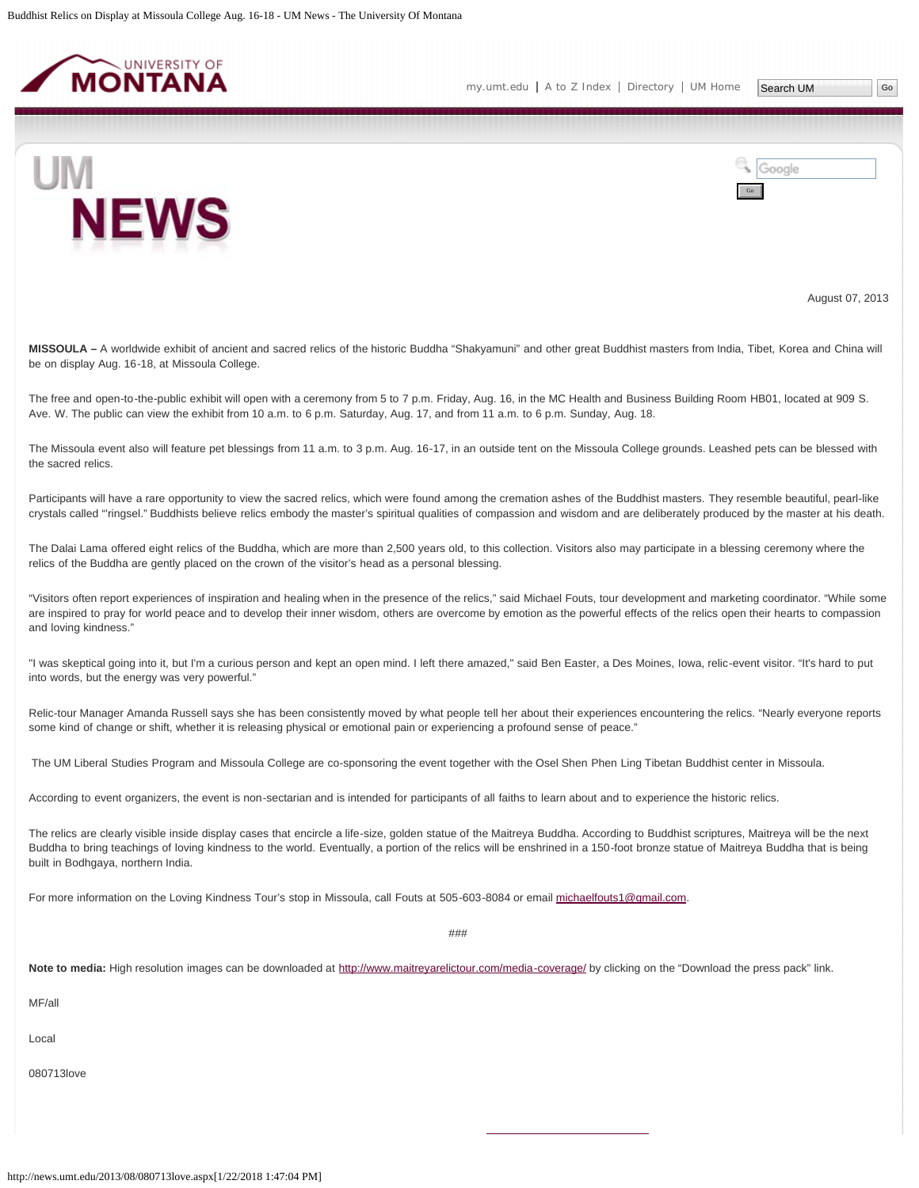August 07, 2013

**MISSOULA –** A worldwide exhibit of ancient and sacred relics of the historic Buddha "Shakyamuni" and other great Buddhist masters from India, Tibet, Korea and China will be on display Aug. 16-18, at Missoula College.

The free and open-to-the-public exhibit will open with a ceremony from 5 to 7 p.m. Friday, Aug. 16, in the MC Health and Business Building Room HB01, located at 909 S. Ave. W. The public can view the exhibit from 10 a.m. to 6 p.m. Saturday, Aug. 17, and from 11 a.m. to 6 p.m. Sunday, Aug. 18.

The Missoula event also will feature pet blessings from 11 a.m. to 3 p.m. Aug. 16-17, in an outside tent on the Missoula College grounds. Leashed pets can be blessed with the sacred relics.

Participants will have a rare opportunity to view the sacred relics, which were found among the cremation ashes of the Buddhist masters. They resemble beautiful, pearl-like crystals called "'ringsel." Buddhists believe relics embody the master's spiritual qualities of compassion and wisdom and are deliberately produced by the master at his death.

The Dalai Lama offered eight relics of the Buddha, which are more than 2,500 years old, to this collection. Visitors also may participate in a blessing ceremony where the relics of the Buddha are gently placed on the crown of the visitor's head as a personal blessing.

"Visitors often report experiences of inspiration and healing when in the presence of the relics," said Michael Fouts, tour development and marketing coordinator. "While some are inspired to pray for world peace and to develop their inner wisdom, others are overcome by emotion as the powerful effects of the relics open their hearts to compassion and loving kindness."

"I was skeptical going into it, but I'm a curious person and kept an open mind. I left there amazed," said Ben Easter, a Des Moines, Iowa, relic-event visitor. "It's hard to put into words, but the energy was very powerful."

Relic-tour Manager Amanda Russell says she has been consistently moved by what people tell her about their experiences encountering the relics. "Nearly everyone reports some kind of change or shift, whether it is releasing physical or emotional pain or experiencing a profound sense of peace."

The UM Liberal Studies Program and Missoula College are co-sponsoring the event together with the Osel Shen Phen Ling Tibetan Buddhist center in Missoula.

According to event organizers, the event is non-sectarian and is intended for participants of all faiths to learn about and to experience the historic relics.

The relics are clearly visible inside display cases that encircle a life-size, golden statue of the Maitreya Buddha. According to Buddhist scriptures, Maitreya will be the next Buddha to bring teachings of loving kindness to the world. Eventually, a portion of the relics will be enshrined in a 150-foot bronze statue of Maitreya Buddha that is being built in Bodhgaya, northern India.

For more information on the Loving Kindness Tour's stop in Missoula, call Fouts at 505-603-8084 or email michaelfouts1@gmail.com.

###

**Note to media:** High resolution images can be downloaded at http://www.maitreyarelictour.com/media-coverage/ by clicking on the "Download the press pack" link.

MF/all

Local

080713love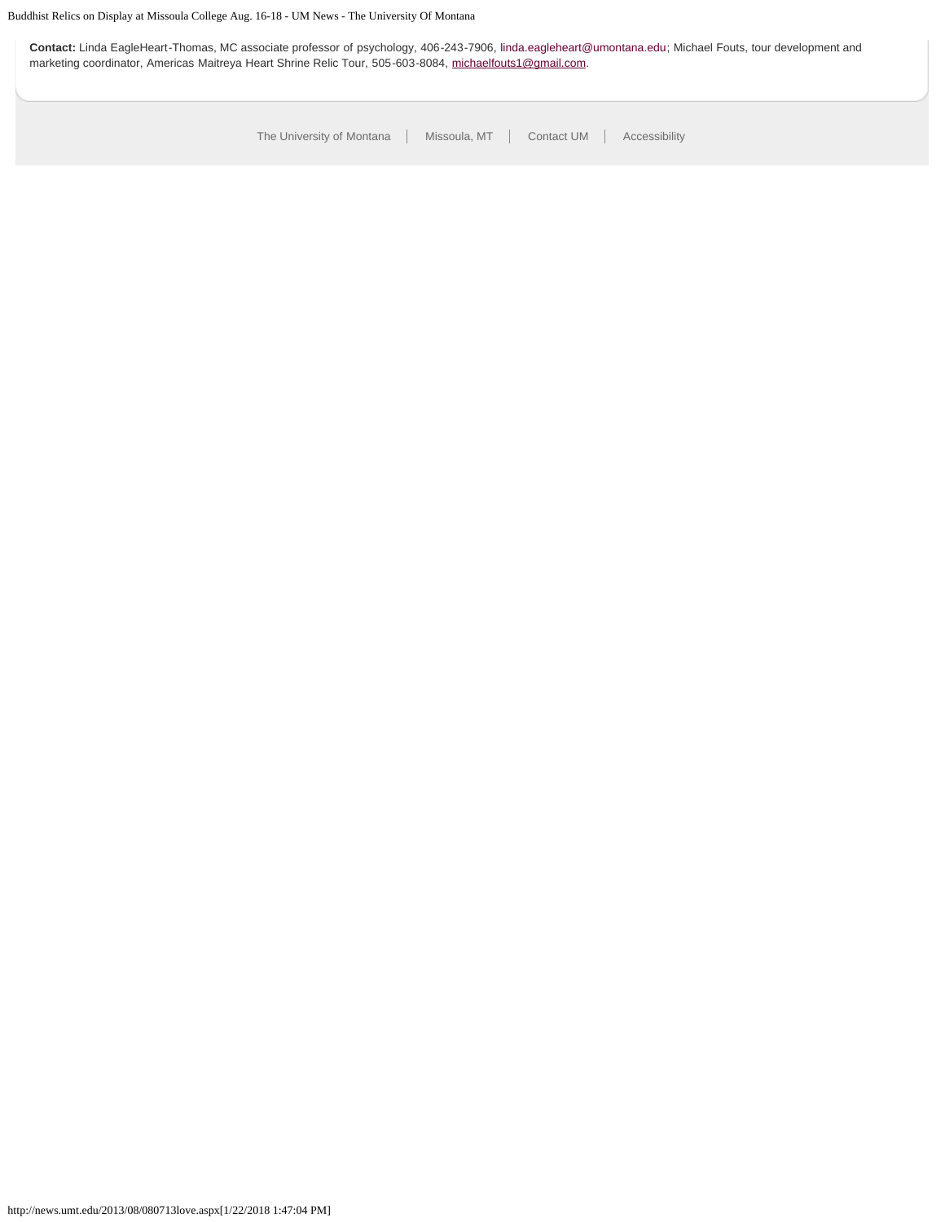**Contact:** Linda EagleHeart-Thomas, MC associate professor of psychology, 406-243-7906, linda.eagleheart@umontana.edu; Michael Fouts, tour development and marketing coordinator, Americas Maitreya Heart Shrine Relic Tour, 505-603-8084, michaelfouts1@gmail.com.

The University of Montana | Missoula, MT | Contact UM | Accessibility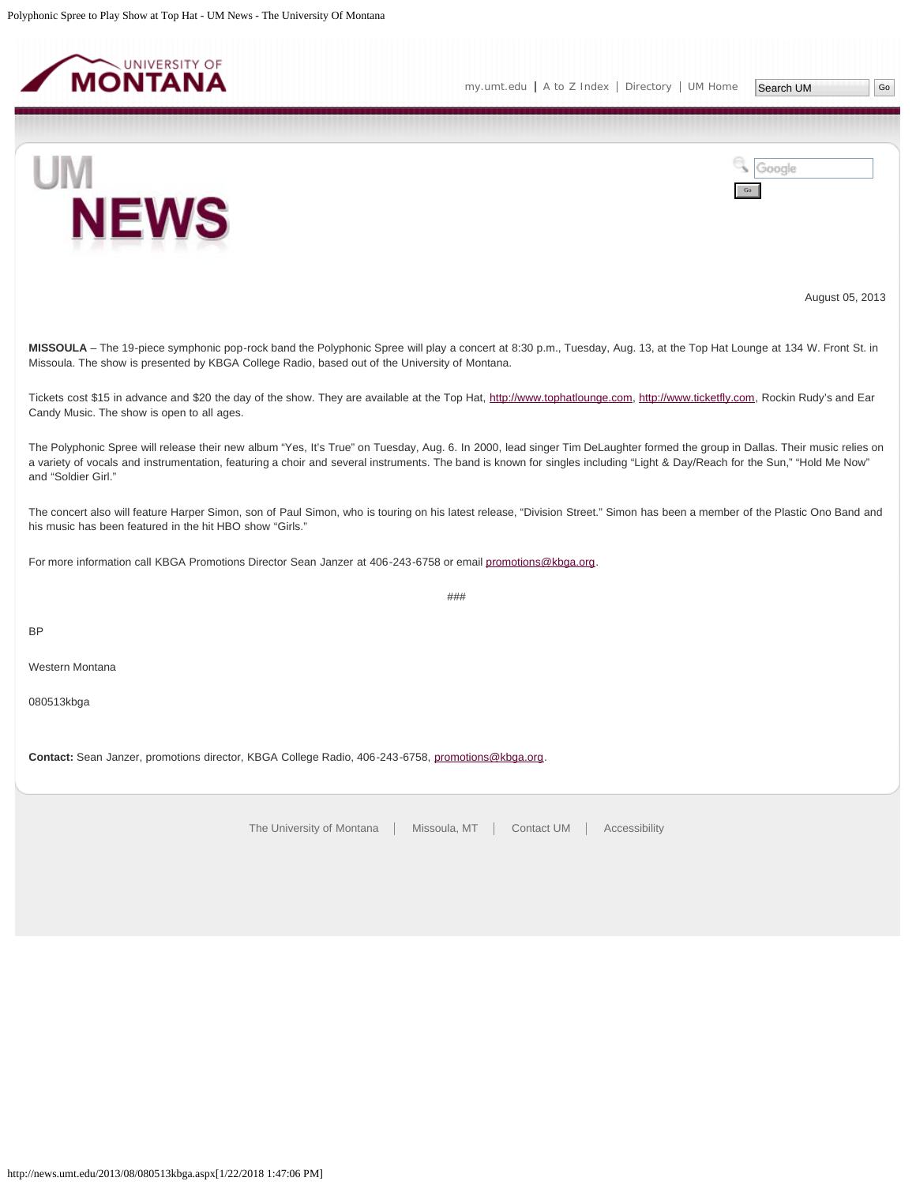August 05, 2013

**MISSOULA** – The 19-piece symphonic pop-rock band the Polyphonic Spree will play a concert at 8:30 p.m., Tuesday, Aug. 13, at the Top Hat Lounge at 134 W. Front St. in Missoula. The show is presented by KBGA College Radio, based out of the University of Montana.

Tickets cost $15 in advance and $20 the day of the show. They are available at the Top Hat, http://www.tophatlounge.com, http://www.ticketfly.com, Rockin Rudy's and Ear Candy Music. The show is open to all ages.

The Polyphonic Spree will release their new album "Yes, It's True" on Tuesday, Aug. 6. In 2000, lead singer Tim DeLaughter formed the group in Dallas. Their music relies on a variety of vocals and instrumentation, featuring a choir and several instruments. The band is known for singles including "Light & Day/Reach for the Sun," "Hold Me Now" and "Soldier Girl."

The concert also will feature Harper Simon, son of Paul Simon, who is touring on his latest release, "Division Street." Simon has been a member of the Plastic Ono Band and his music has been featured in the hit HBO show "Girls."

For more information call KBGA Promotions Director Sean Janzer at 406-243-6758 or email promotions@kbga.org.

###

BP

Western Montana

080513kbga

**Contact:** Sean Janzer, promotions director, KBGA College Radio, 406-243-6758, promotions@kbga.org.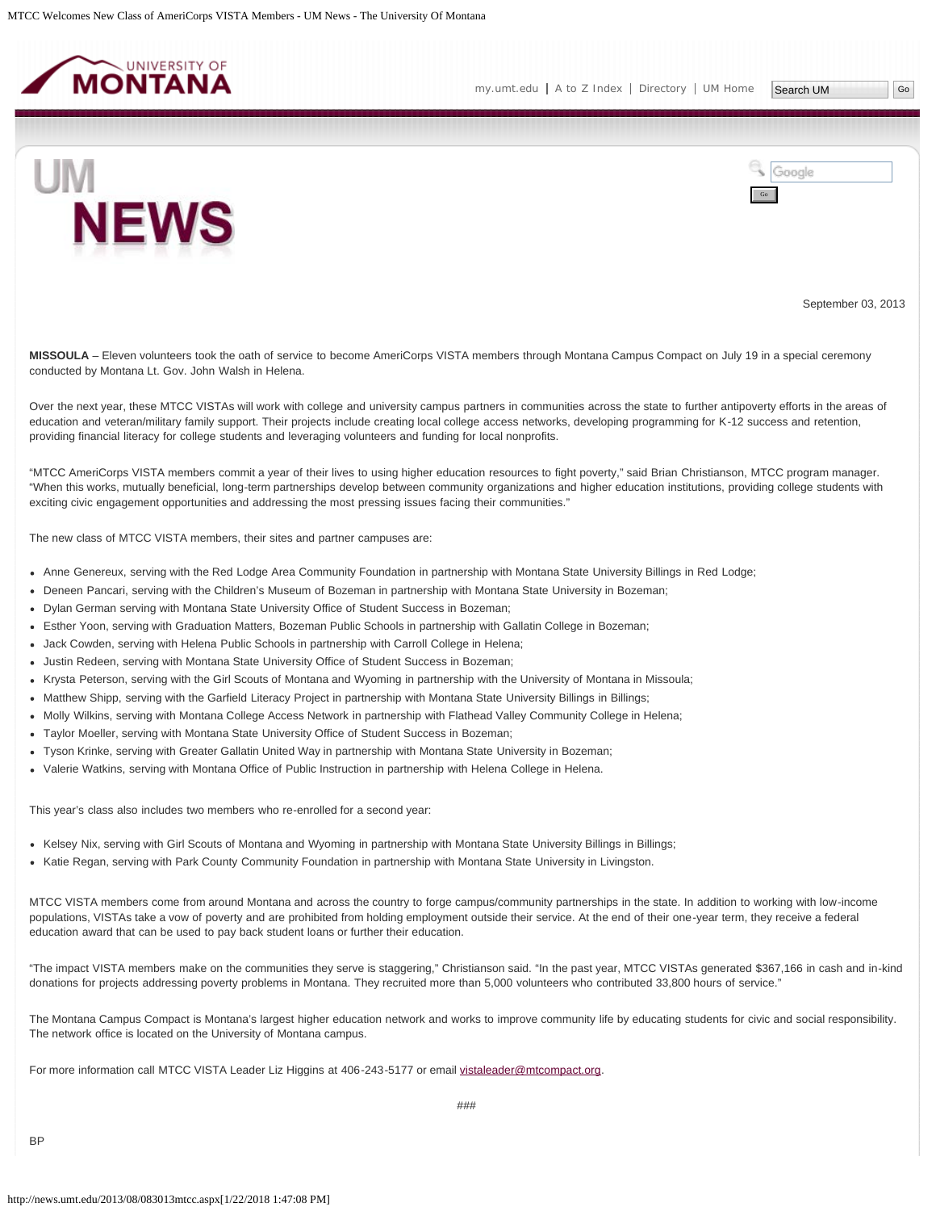September 03, 2013

**MISSOULA** – Eleven volunteers took the oath of service to become AmeriCorps VISTA members through Montana Campus Compact on July 19 in a special ceremony conducted by Montana Lt. Gov. John Walsh in Helena.

Over the next year, these MTCC VISTAs will work with college and university campus partners in communities across the state to further antipoverty efforts in the areas of education and veteran/military family support. Their projects include creating local college access networks, developing programming for K-12 success and retention, providing financial literacy for college students and leveraging volunteers and funding for local nonprofits.

"MTCC AmeriCorps VISTA members commit a year of their lives to using higher education resources to fight poverty," said Brian Christianson, MTCC program manager. "When this works, mutually beneficial, long-term partnerships develop between community organizations and higher education institutions, providing college students with exciting civic engagement opportunities and addressing the most pressing issues facing their communities."

The new class of MTCC VISTA members, their sites and partner campuses are:

- Anne Genereux, serving with the Red Lodge Area Community Foundation in partnership with Montana State University Billings in Red Lodge;
- Deneen Pancari, serving with the Children's Museum of Bozeman in partnership with Montana State University in Bozeman;
- Dylan German serving with Montana State University Office of Student Success in Bozeman;
- Esther Yoon, serving with Graduation Matters, Bozeman Public Schools in partnership with Gallatin College in Bozeman;
- Jack Cowden, serving with Helena Public Schools in partnership with Carroll College in Helena;
- Justin Redeen, serving with Montana State University Office of Student Success in Bozeman;
- Krysta Peterson, serving with the Girl Scouts of Montana and Wyoming in partnership with the University of Montana in Missoula;
- Matthew Shipp, serving with the Garfield Literacy Project in partnership with Montana State University Billings in Billings;
- Molly Wilkins, serving with Montana College Access Network in partnership with Flathead Valley Community College in Helena;
- Taylor Moeller, serving with Montana State University Office of Student Success in Bozeman;
- Tyson Krinke, serving with Greater Gallatin United Way in partnership with Montana State University in Bozeman;
- Valerie Watkins, serving with Montana Office of Public Instruction in partnership with Helena College in Helena.

This year's class also includes two members who re-enrolled for a second year:

- Kelsey Nix, serving with Girl Scouts of Montana and Wyoming in partnership with Montana State University Billings in Billings;
- Katie Regan, serving with Park County Community Foundation in partnership with Montana State University in Livingston.

MTCC VISTA members come from around Montana and across the country to forge campus/community partnerships in the state. In addition to working with low-income populations, VISTAs take a vow of poverty and are prohibited from holding employment outside their service. At the end of their one-year term, they receive a federal education award that can be used to pay back student loans or further their education.

"The impact VISTA members make on the communities they serve is staggering," Christianson said. "In the past year, MTCC VISTAs generated $367,166 in cash and in-kind donations for projects addressing poverty problems in Montana. They recruited more than 5,000 volunteers who contributed 33,800 hours of service."

The Montana Campus Compact is Montana's largest higher education network and works to improve community life by educating students for civic and social responsibility. The network office is located on the University of Montana campus.

For more information call MTCC VISTA Leader Liz Higgins at 406-243-5177 or email vistaleader@mtcompact.org.

###

BP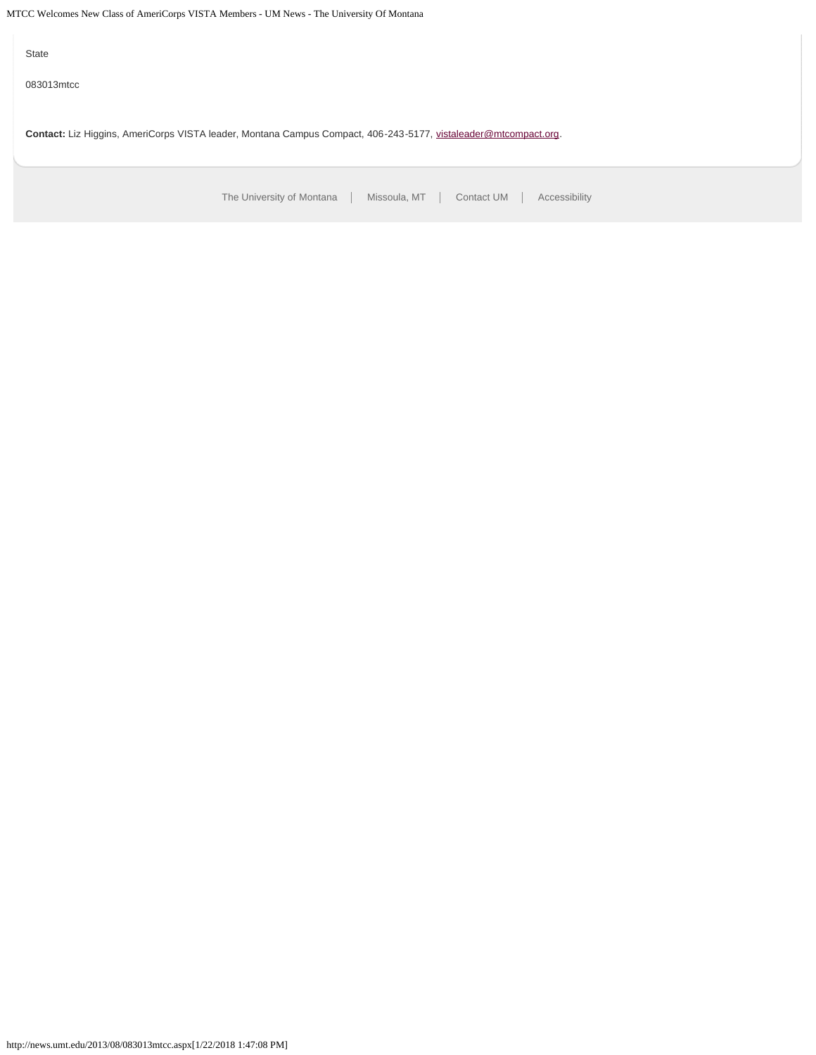State

083013mtcc

**Contact:** Liz Higgins, AmeriCorps VISTA leader, Montana Campus Compact, 406-243-5177, vistaleader@mtcompact.org.

The University of Montana | Missoula, MT | Contact UM | Accessibility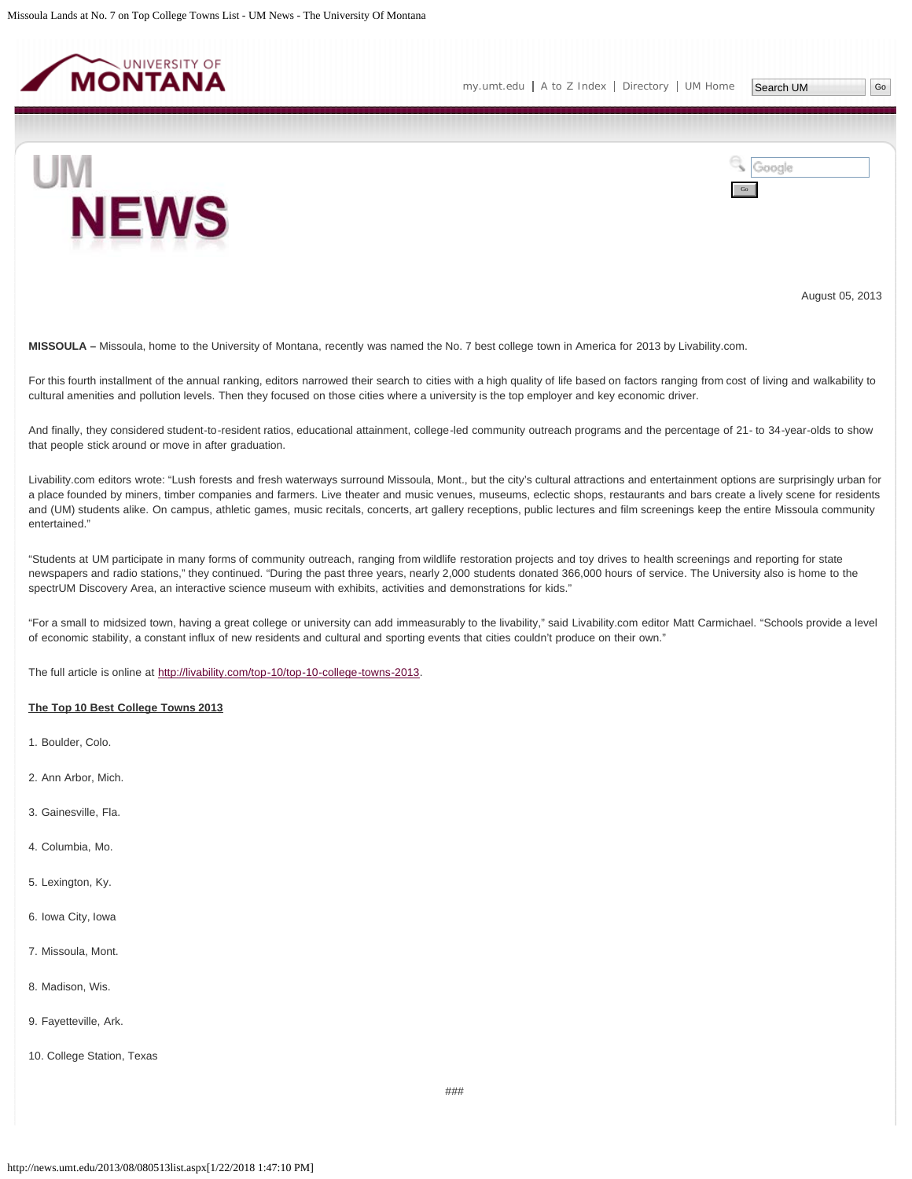August 05, 2013

**MISSOULA –** Missoula, home to the University of Montana, recently was named the No. 7 best college town in America for 2013 by Livability.com.

For this fourth installment of the annual ranking, editors narrowed their search to cities with a high quality of life based on factors ranging from cost of living and walkability to cultural amenities and pollution levels. Then they focused on those cities where a university is the top employer and key economic driver.

And finally, they considered student-to-resident ratios, educational attainment, college-led community outreach programs and the percentage of 21- to 34-year-olds to show that people stick around or move in after graduation.

Livability.com editors wrote: "Lush forests and fresh waterways surround Missoula, Mont., but the city's cultural attractions and entertainment options are surprisingly urban for a place founded by miners, timber companies and farmers. Live theater and music venues, museums, eclectic shops, restaurants and bars create a lively scene for residents and (UM) students alike. On campus, athletic games, music recitals, concerts, art gallery receptions, public lectures and film screenings keep the entire Missoula community entertained."

"Students at UM participate in many forms of community outreach, ranging from wildlife restoration projects and toy drives to health screenings and reporting for state newspapers and radio stations," they continued. "During the past three years, nearly 2,000 students donated 366,000 hours of service. The University also is home to the spectrUM Discovery Area, an interactive science museum with exhibits, activities and demonstrations for kids."

"For a small to midsized town, having a great college or university can add immeasurably to the livability," said Livability.com editor Matt Carmichael. "Schools provide a level of economic stability, a constant influx of new residents and cultural and sporting events that cities couldn't produce on their own."

The full article is online at http://livability.com/top-10/top-10-college-towns-2013.

**The Top 10 Best College Towns 2013**

1. Boulder, Colo.

2. Ann Arbor, Mich.

3. Gainesville, Fla.

4. Columbia, Mo.

5. Lexington, Ky.

6. Iowa City, Iowa

7. Missoula, Mont.

8. Madison, Wis.

9. Fayetteville, Ark.

10. College Station, Texas

###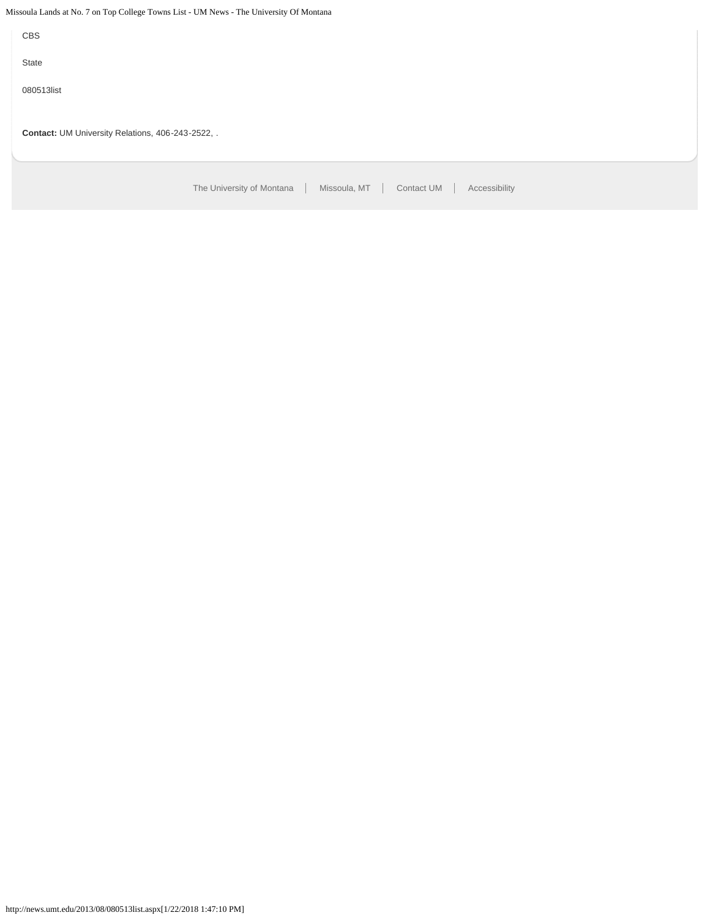CBS

State

080513list

**Contact:** UM University Relations, 406-243-2522, .

The University of Montana | Missoula, MT | Contact UM | Accessibility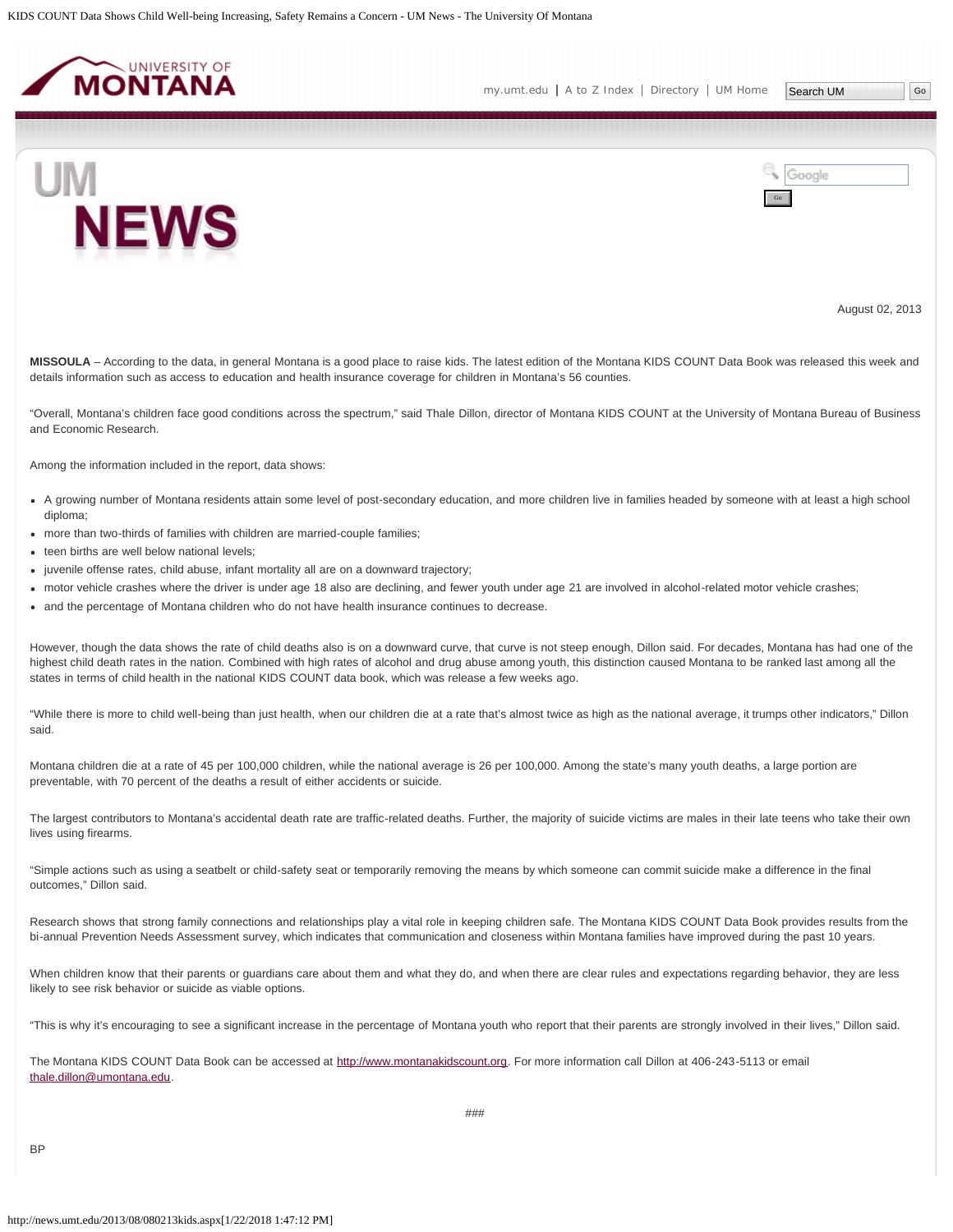August 02, 2013

**MISSOULA** – According to the data, in general Montana is a good place to raise kids. The latest edition of the Montana KIDS COUNT Data Book was released this week and details information such as access to education and health insurance coverage for children in Montana's 56 counties.

"Overall, Montana's children face good conditions across the spectrum," said Thale Dillon, director of Montana KIDS COUNT at the University of Montana Bureau of Business and Economic Research.

Among the information included in the report, data shows:

- A growing number of Montana residents attain some level of post-secondary education, and more children live in families headed by someone with at least a high school diploma;
- more than two-thirds of families with children are married-couple families;
- teen births are well below national levels;
- juvenile offense rates, child abuse, infant mortality all are on a downward trajectory;
- motor vehicle crashes where the driver is under age 18 also are declining, and fewer youth under age 21 are involved in alcohol-related motor vehicle crashes;
- and the percentage of Montana children who do not have health insurance continues to decrease.

However, though the data shows the rate of child deaths also is on a downward curve, that curve is not steep enough, Dillon said. For decades, Montana has had one of the highest child death rates in the nation. Combined with high rates of alcohol and drug abuse among youth, this distinction caused Montana to be ranked last among all the states in terms of child health in the national KIDS COUNT data book, which was release a few weeks ago.

"While there is more to child well-being than just health, when our children die at a rate that's almost twice as high as the national average, it trumps other indicators," Dillon said.

Montana children die at a rate of 45 per 100,000 children, while the national average is 26 per 100,000. Among the state's many youth deaths, a large portion are preventable, with 70 percent of the deaths a result of either accidents or suicide.

The largest contributors to Montana's accidental death rate are traffic-related deaths. Further, the majority of suicide victims are males in their late teens who take their own lives using firearms.

"Simple actions such as using a seatbelt or child-safety seat or temporarily removing the means by which someone can commit suicide make a difference in the final outcomes," Dillon said.

Research shows that strong family connections and relationships play a vital role in keeping children safe. The Montana KIDS COUNT Data Book provides results from the bi-annual Prevention Needs Assessment survey, which indicates that communication and closeness within Montana families have improved during the past 10 years.

When children know that their parents or guardians care about them and what they do, and when there are clear rules and expectations regarding behavior, they are less likely to see risk behavior or suicide as viable options.

"This is why it's encouraging to see a significant increase in the percentage of Montana youth who report that their parents are strongly involved in their lives," Dillon said.

The Montana KIDS COUNT Data Book can be accessed at http://www.montanakidscount.org. For more information call Dillon at 406-243-5113 or email thale.dillon@umontana.edu.

###

BP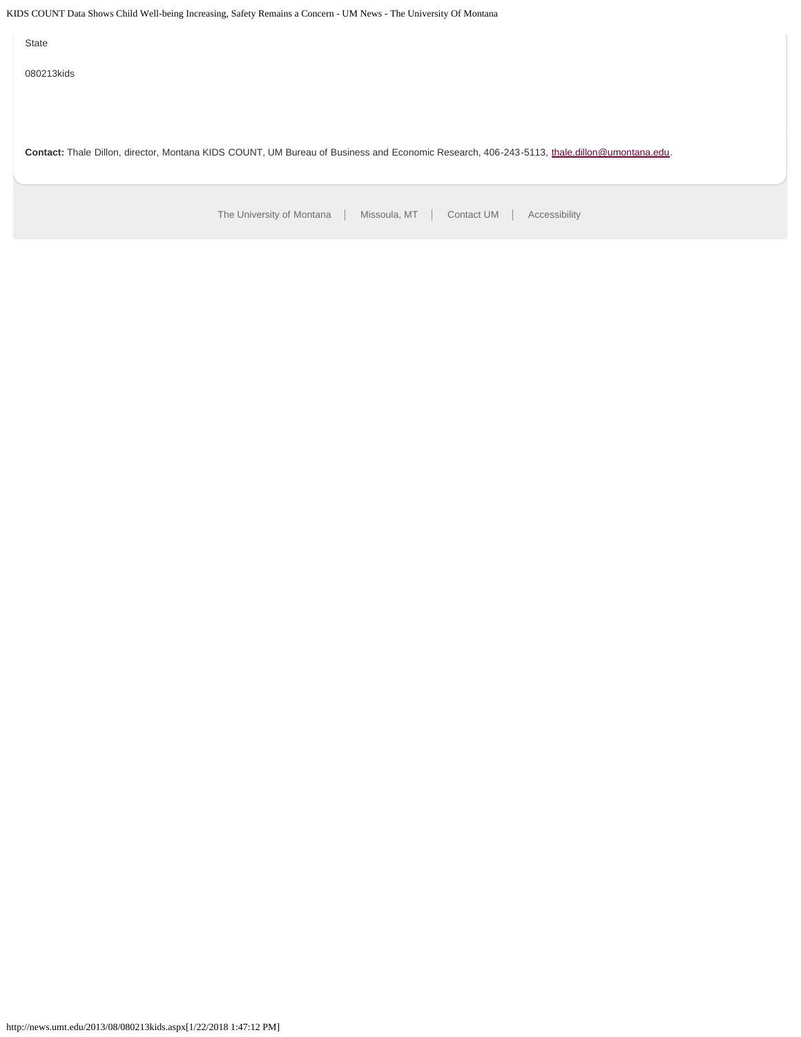State

080213kids

**Contact:** Thale Dillon, director, Montana KIDS COUNT, UM Bureau of Business and Economic Research, 406-243-5113, thale.dillon@umontana.edu.

The University of Montana | Missoula, MT | Contact UM | Accessibility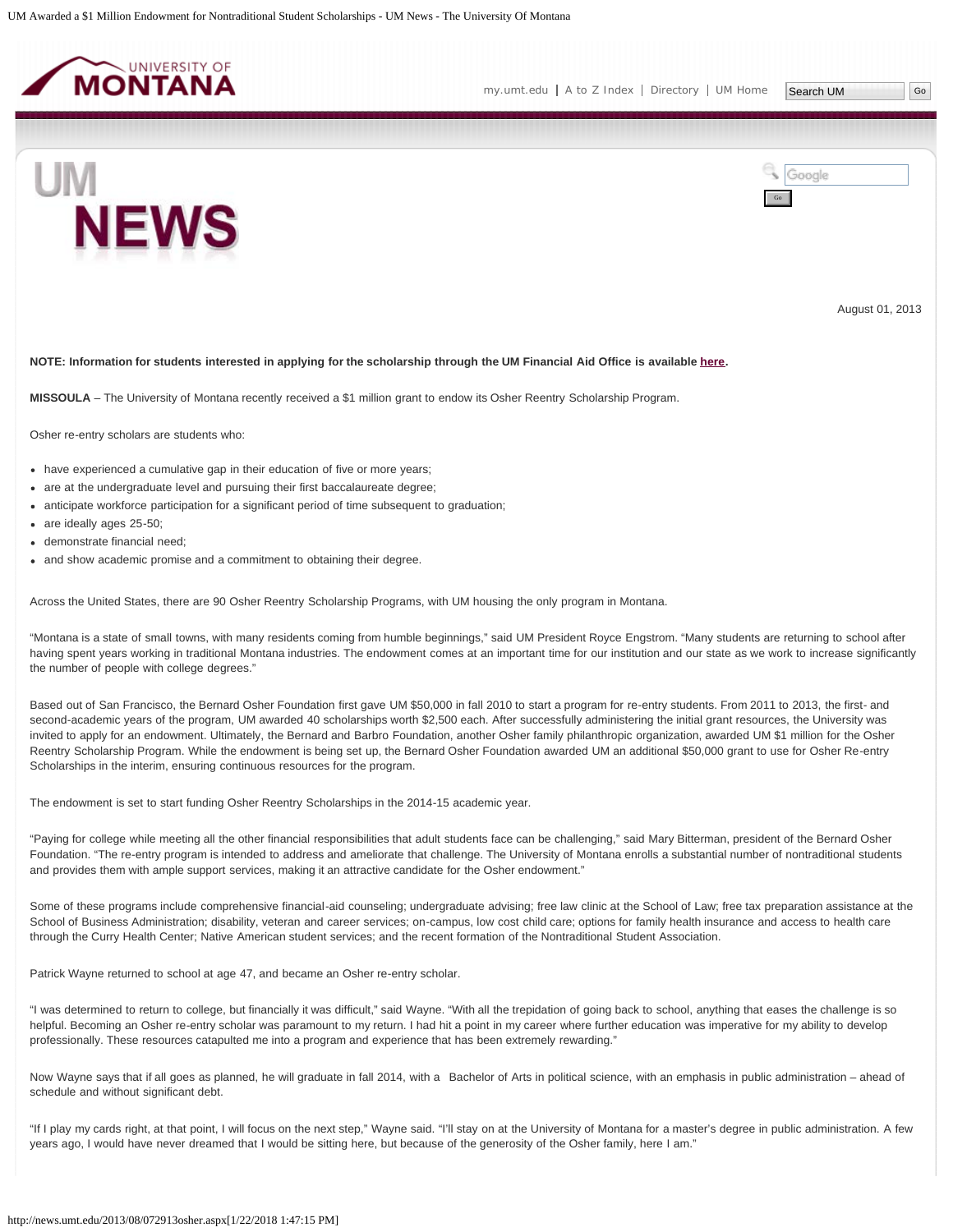August 01, 2013

**NOTE: Information for students interested in applying for the scholarship through the UM Financial Aid Office is available here.**

**MISSOULA** – The University of Montana recently received a $1 million grant to endow its Osher Reentry Scholarship Program.

Osher re-entry scholars are students who:

- have experienced a cumulative gap in their education of five or more years;
- are at the undergraduate level and pursuing their first baccalaureate degree;
- anticipate workforce participation for a significant period of time subsequent to graduation;
- are ideally ages 25-50;
- demonstrate financial need;
- and show academic promise and a commitment to obtaining their degree.

Across the United States, there are 90 Osher Reentry Scholarship Programs, with UM housing the only program in Montana.

"Montana is a state of small towns, with many residents coming from humble beginnings," said UM President Royce Engstrom. "Many students are returning to school after having spent years working in traditional Montana industries. The endowment comes at an important time for our institution and our state as we work to increase significantly the number of people with college degrees."

Based out of San Francisco, the Bernard Osher Foundation first gave UM $50,000 in fall 2010 to start a program for re-entry students. From 2011 to 2013, the first- and second-academic years of the program, UM awarded 40 scholarships worth $2,500 each. After successfully administering the initial grant resources, the University was invited to apply for an endowment. Ultimately, the Bernard and Barbro Foundation, another Osher family philanthropic organization, awarded UM $1 million for the Osher Reentry Scholarship Program. While the endowment is being set up, the Bernard Osher Foundation awarded UM an additional $50,000 grant to use for Osher Re-entry Scholarships in the interim, ensuring continuous resources for the program.

The endowment is set to start funding Osher Reentry Scholarships in the 2014-15 academic year.

"Paying for college while meeting all the other financial responsibilities that adult students face can be challenging," said Mary Bitterman, president of the Bernard Osher Foundation. "The re-entry program is intended to address and ameliorate that challenge. The University of Montana enrolls a substantial number of nontraditional students and provides them with ample support services, making it an attractive candidate for the Osher endowment."

Some of these programs include comprehensive financial-aid counseling; undergraduate advising; free law clinic at the School of Law; free tax preparation assistance at the School of Business Administration; disability, veteran and career services; on-campus, low cost child care; options for family health insurance and access to health care through the Curry Health Center; Native American student services; and the recent formation of the Nontraditional Student Association.

Patrick Wayne returned to school at age 47, and became an Osher re-entry scholar.

"I was determined to return to college, but financially it was difficult," said Wayne. "With all the trepidation of going back to school, anything that eases the challenge is so helpful. Becoming an Osher re-entry scholar was paramount to my return. I had hit a point in my career where further education was imperative for my ability to develop professionally. These resources catapulted me into a program and experience that has been extremely rewarding."

Now Wayne says that if all goes as planned, he will graduate in fall 2014, with a Bachelor of Arts in political science, with an emphasis in public administration – ahead of schedule and without significant debt.

"If I play my cards right, at that point, I will focus on the next step," Wayne said. "I'll stay on at the University of Montana for a master's degree in public administration. A few years ago, I would have never dreamed that I would be sitting here, but because of the generosity of the Osher family, here I am."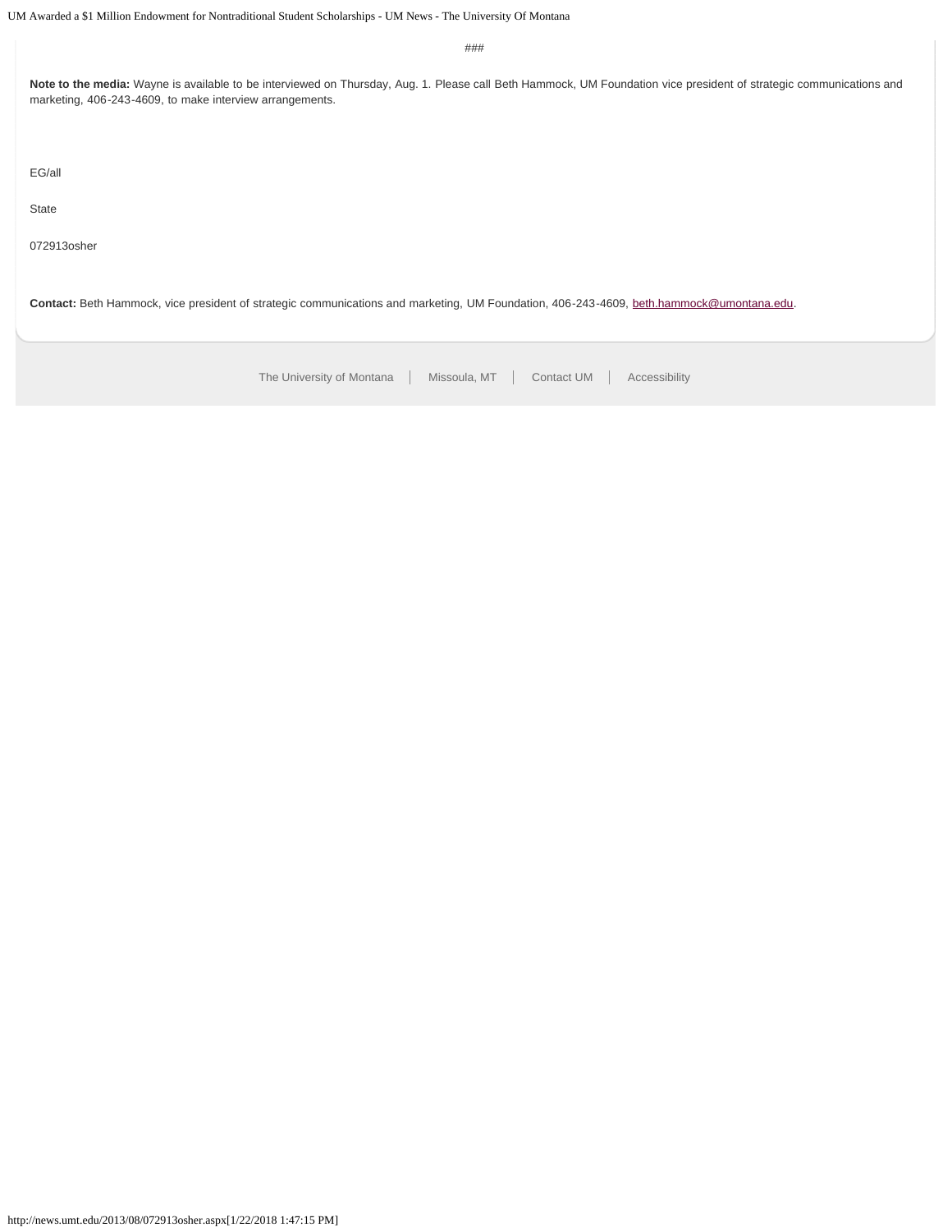###

**Note to the media:** Wayne is available to be interviewed on Thursday, Aug. 1. Please call Beth Hammock, UM Foundation vice president of strategic communications and marketing, 406-243-4609, to make interview arrangements.

EG/all

State

072913osher

**Contact:** Beth Hammock, vice president of strategic communications and marketing, UM Foundation, 406-243-4609, beth.hammock@umontana.edu.

The University of Montana | Missoula, MT | Contact UM | Accessibility